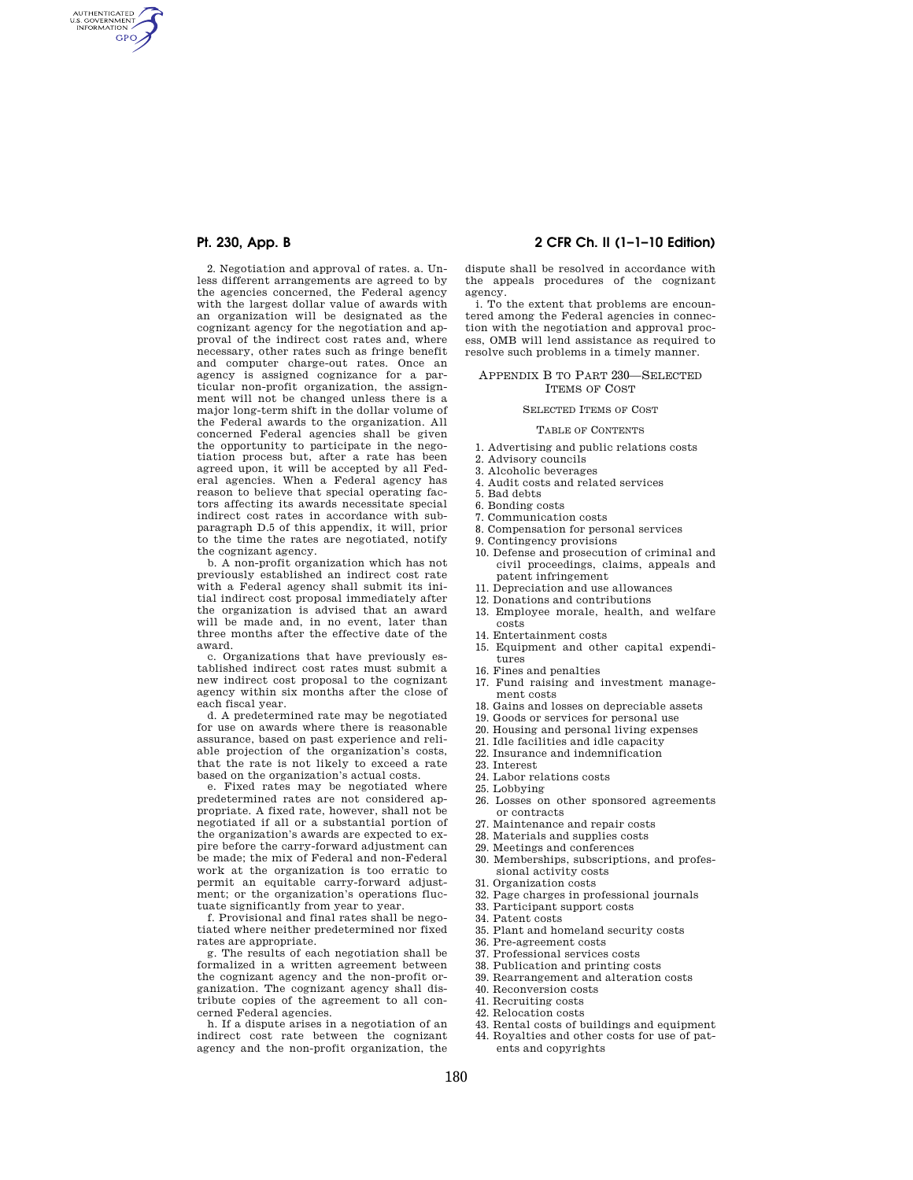2. Negotiation and approval of rates. a. Unless different arrangements are agreed to by the agencies concerned, the Federal agency with the largest dollar value of awards with an organization will be designated as the cognizant agency for the negotiation and approval of the indirect cost rates and, where necessary, other rates such as fringe benefit and computer charge-out rates. Once an agency is assigned cognizance for a particular non-profit organization, the assignment will not be changed unless there is a major long-term shift in the dollar volume of the Federal awards to the organization. All concerned Federal agencies shall be given the opportunity to participate in the negotiation process but, after a rate has been agreed upon, it will be accepted by all Federal agencies. When a Federal agency has reason to believe that special operating factors affecting its awards necessitate special indirect cost rates in accordance with subparagraph D.5 of this appendix, it will, prior to the time the rates are negotiated, notify the cognizant agency.

b. A non-profit organization which has not previously established an indirect cost rate with a Federal agency shall submit its initial indirect cost proposal immediately after the organization is advised that an award will be made and, in no event, later than three months after the effective date of the award.

c. Organizations that have previously established indirect cost rates must submit a new indirect cost proposal to the cognizant agency within six months after the close of each fiscal year.

d. A predetermined rate may be negotiated for use on awards where there is reasonable assurance, based on past experience and reliable projection of the organization's costs, that the rate is not likely to exceed a rate based on the organization's actual costs.

e. Fixed rates may be negotiated where predetermined rates are not considered appropriate. A fixed rate, however, shall not be negotiated if all or a substantial portion of the organization's awards are expected to expire before the carry-forward adjustment can be made; the mix of Federal and non-Federal work at the organization is too erratic to permit an equitable carry-forward adjustment; or the organization's operations fluctuate significantly from year to year.

f. Provisional and final rates shall be negotiated where neither predetermined nor fixed rates are appropriate.

g. The results of each negotiation shall be formalized in a written agreement between the cognizant agency and the non-profit organization. The cognizant agency shall distribute copies of the agreement to all concerned Federal agencies.

h. If a dispute arises in a negotiation of an indirect cost rate between the cognizant agency and the non-profit organization, the dispute shall be resolved in accordance with the appeals procedures of the cognizant agency.

i. To the extent that problems are encountered among the Federal agencies in connection with the negotiation and approval process, OMB will lend assistance as required to resolve such problems in a timely manner.

## Appendix B to Part 230—Selected Items of Cost

### Selected Items of Cost

#### Table of Contents

1. Advertising and public relations costs
2. Advisory councils
3. Alcoholic beverages
4. Audit costs and related services
5. Bad debts
6. Bonding costs
7. Communication costs
8. Compensation for personal services
9. Contingency provisions
10. Defense and prosecution of criminal and civil proceedings, claims, appeals and patent infringement
11. Depreciation and use allowances
12. Donations and contributions
13. Employee morale, health, and welfare costs
14. Entertainment costs
15. Equipment and other capital expenditures
16. Fines and penalties
17. Fund raising and investment management costs
18. Gains and losses on depreciable assets
19. Goods or services for personal use
20. Housing and personal living expenses
21. Idle facilities and idle capacity
22. Insurance and indemnification
23. Interest
24. Labor relations costs
25. Lobbying
26. Losses on other sponsored agreements or contracts
27. Maintenance and repair costs
28. Materials and supplies costs
29. Meetings and conferences
30. Memberships, subscriptions, and professional activity costs
31. Organization costs
32. Page charges in professional journals
33. Participant support costs
34. Patent costs
35. Plant and homeland security costs
36. Pre-agreement costs
37. Professional services costs
38. Publication and printing costs
39. Rearrangement and alteration costs
40. Reconversion costs
41. Recruiting costs
42. Relocation costs
43. Rental costs of buildings and equipment
44. Royalties and other costs for use of patents and copyrights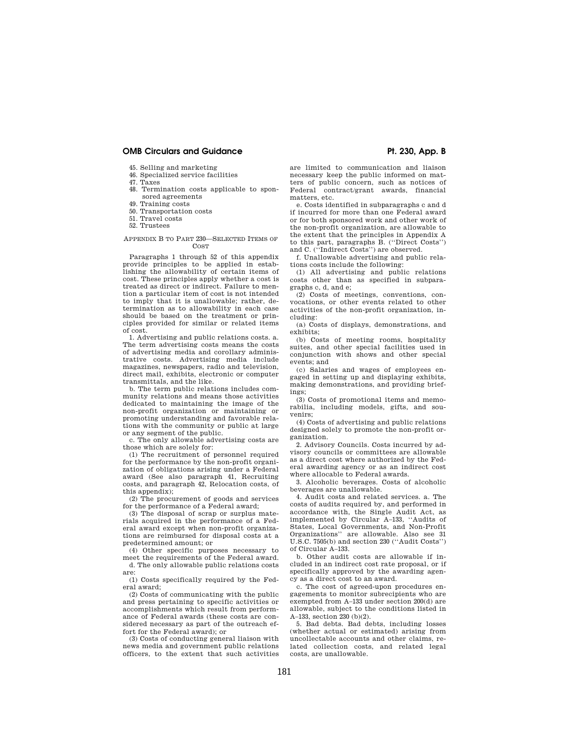45. Selling and marketing
46. Specialized service facilities
47. Taxes
48. Termination costs applicable to sponsored agreements
49. Training costs
50. Transportation costs
51. Travel costs
52. Trustees

## APPENDIX B TO PART 230—SELECTED ITEMS OF COST

Paragraphs 1 through 52 of this appendix provide principles to be applied in establishing the allowability of certain items of cost. These principles apply whether a cost is treated as direct or indirect. Failure to mention a particular item of cost is not intended to imply that it is unallowable; rather, determination as to allowability in each case should be based on the treatment or principles provided for similar or related items of cost.

1. Advertising and public relations costs. a. The term advertising costs means the costs of advertising media and corollary administrative costs. Advertising media include magazines, newspapers, radio and television, direct mail, exhibits, electronic or computer transmittals, and the like.

b. The term public relations includes community relations and means those activities dedicated to maintaining the image of the non-profit organization or maintaining or promoting understanding and favorable relations with the community or public at large or any segment of the public.

c. The only allowable advertising costs are those which are solely for:

(1) The recruitment of personnel required for the performance by the non-profit organization of obligations arising under a Federal award (See also paragraph 41, Recruiting costs, and paragraph 42, Relocation costs, of this appendix);

(2) The procurement of goods and services for the performance of a Federal award;

(3) The disposal of scrap or surplus materials acquired in the performance of a Federal award except when non-profit organizations are reimbursed for disposal costs at a predetermined amount; or

(4) Other specific purposes necessary to meet the requirements of the Federal award.

d. The only allowable public relations costs are:

(1) Costs specifically required by the Federal award;

(2) Costs of communicating with the public and press pertaining to specific activities or accomplishments which result from performance of Federal awards (these costs are considered necessary as part of the outreach effort for the Federal award); or

(3) Costs of conducting general liaison with news media and government public relations officers, to the extent that such activities are limited to communication and liaison necessary keep the public informed on matters of public concern, such as notices of Federal contract/grant awards, financial matters, etc.

e. Costs identified in subparagraphs c and d if incurred for more than one Federal award or for both sponsored work and other work of the non-profit organization, are allowable to the extent that the principles in Appendix A to this part, paragraphs B. (''Direct Costs'') and C. (''Indirect Costs'') are observed.

f. Unallowable advertising and public relations costs include the following:

(1) All advertising and public relations costs other than as specified in subparagraphs c, d, and e;

(2) Costs of meetings, conventions, convocations, or other events related to other activities of the non-profit organization, including:

(a) Costs of displays, demonstrations, and exhibits;

(b) Costs of meeting rooms, hospitality suites, and other special facilities used in conjunction with shows and other special events; and

(c) Salaries and wages of employees engaged in setting up and displaying exhibits, making demonstrations, and providing briefings;

(3) Costs of promotional items and memorabilia, including models, gifts, and souvenirs;

(4) Costs of advertising and public relations designed solely to promote the non-profit organization.

2. Advisory Councils. Costs incurred by advisory councils or committees are allowable as a direct cost where authorized by the Federal awarding agency or as an indirect cost where allocable to Federal awards.

3. Alcoholic beverages. Costs of alcoholic beverages are unallowable.

4. Audit costs and related services. a. The costs of audits required by, and performed in accordance with, the Single Audit Act, as implemented by Circular A–133, ''Audits of States, Local Governments, and Non-Profit Organizations'' are allowable. Also see 31 U.S.C. 7505(b) and section 230 (''Audit Costs'') of Circular A–133.

b. Other audit costs are allowable if included in an indirect cost rate proposal, or if specifically approved by the awarding agency as a direct cost to an award.

c. The cost of agreed-upon procedures engagements to monitor subrecipients who are exempted from A–133 under section 200(d) are allowable, subject to the conditions listed in A–133, section 230 (b)(2).

5. Bad debts. Bad debts, including losses (whether actual or estimated) arising from uncollectable accounts and other claims, related collection costs, and related legal costs, are unallowable.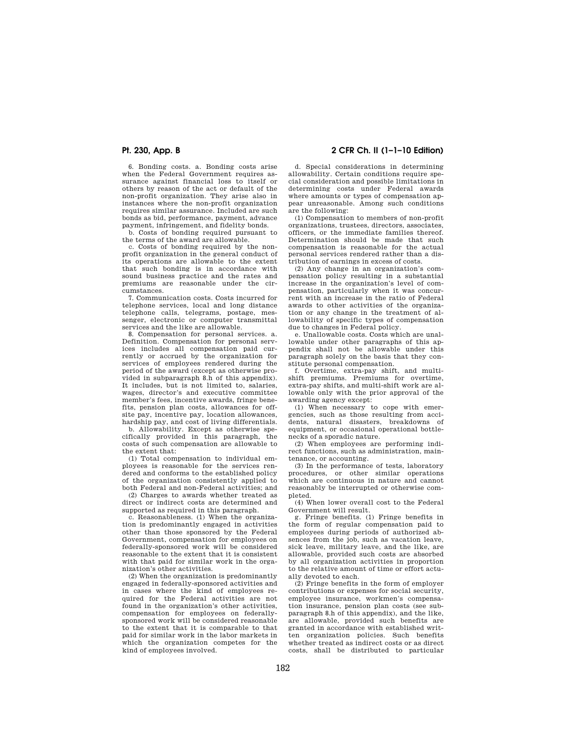6. Bonding costs. a. Bonding costs arise when the Federal Government requires assurance against financial loss to itself or others by reason of the act or default of the non-profit organization. They arise also in instances where the non-profit organization requires similar assurance. Included are such bonds as bid, performance, payment, advance payment, infringement, and fidelity bonds.

b. Costs of bonding required pursuant to the terms of the award are allowable.

c. Costs of bonding required by the non-profit organization in the general conduct of its operations are allowable to the extent that such bonding is in accordance with sound business practice and the rates and premiums are reasonable under the circumstances.

7. Communication costs. Costs incurred for telephone services, local and long distance telephone calls, telegrams, postage, messenger, electronic or computer transmittal services and the like are allowable.

8. Compensation for personal services. a. Definition. Compensation for personal services includes all compensation paid currently or accrued by the organization for services of employees rendered during the period of the award (except as otherwise provided in subparagraph 8.h of this appendix). It includes, but is not limited to, salaries, wages, director's and executive committee member's fees, incentive awards, fringe benefits, pension plan costs, allowances for off-site pay, incentive pay, location allowances, hardship pay, and cost of living differentials.

b. Allowability. Except as otherwise specifically provided in this paragraph, the costs of such compensation are allowable to the extent that:

(1) Total compensation to individual employees is reasonable for the services rendered and conforms to the established policy of the organization consistently applied to both Federal and non-Federal activities; and

(2) Charges to awards whether treated as direct or indirect costs are determined and supported as required in this paragraph.

c. Reasonableness. (1) When the organization is predominantly engaged in activities other than those sponsored by the Federal Government, compensation for employees on federally-sponsored work will be considered reasonable to the extent that it is consistent with that paid for similar work in the organization's other activities.

(2) When the organization is predominantly engaged in federally-sponsored activities and in cases where the kind of employees required for the Federal activities are not found in the organization's other activities, compensation for employees on federally-sponsored work will be considered reasonable to the extent that it is comparable to that paid for similar work in the labor markets in which the organization competes for the kind of employees involved.

d. Special considerations in determining allowability. Certain conditions require special consideration and possible limitations in determining costs under Federal awards where amounts or types of compensation appear unreasonable. Among such conditions are the following:

(1) Compensation to members of non-profit organizations, trustees, directors, associates, officers, or the immediate families thereof. Determination should be made that such compensation is reasonable for the actual personal services rendered rather than a distribution of earnings in excess of costs.

(2) Any change in an organization's compensation policy resulting in a substantial increase in the organization's level of compensation, particularly when it was concurrent with an increase in the ratio of Federal awards to other activities of the organization or any change in the treatment of allowability of specific types of compensation due to changes in Federal policy.

e. Unallowable costs. Costs which are unallowable under other paragraphs of this appendix shall not be allowable under this paragraph solely on the basis that they constitute personal compensation.

f. Overtime, extra-pay shift, and multi-shift premiums. Premiums for overtime, extra-pay shifts, and multi-shift work are allowable only with the prior approval of the awarding agency except:

(1) When necessary to cope with emergencies, such as those resulting from accidents, natural disasters, breakdowns of equipment, or occasional operational bottlenecks of a sporadic nature.

(2) When employees are performing indirect functions, such as administration, maintenance, or accounting.

(3) In the performance of tests, laboratory procedures, or other similar operations which are continuous in nature and cannot reasonably be interrupted or otherwise completed.

(4) When lower overall cost to the Federal Government will result.

g. Fringe benefits. (1) Fringe benefits in the form of regular compensation paid to employees during periods of authorized absences from the job, such as vacation leave, sick leave, military leave, and the like, are allowable, provided such costs are absorbed by all organization activities in proportion to the relative amount of time or effort actually devoted to each.

(2) Fringe benefits in the form of employer contributions or expenses for social security, employee insurance, workmen's compensation insurance, pension plan costs (see subparagraph 8.h of this appendix), and the like, are allowable, provided such benefits are granted in accordance with established written organization policies. Such benefits whether treated as indirect costs or as direct costs, shall be distributed to particular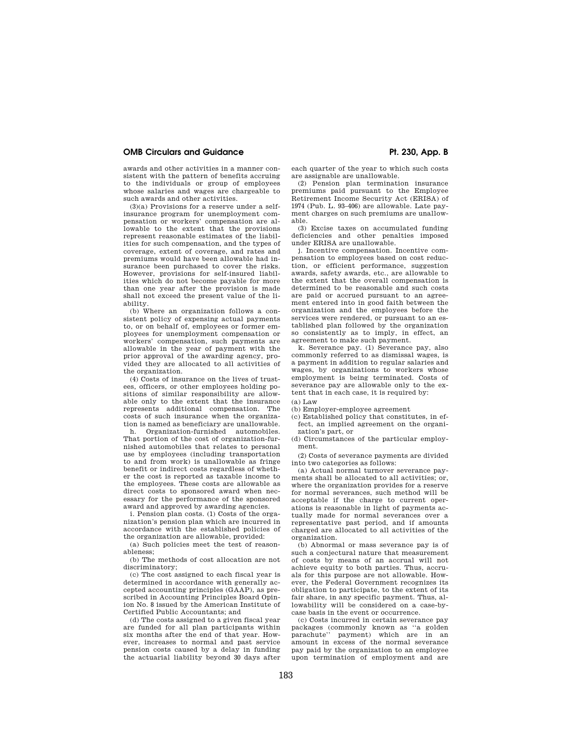awards and other activities in a manner consistent with the pattern of benefits accruing to the individuals or group of employees whose salaries and wages are chargeable to such awards and other activities.

(3)(a) Provisions for a reserve under a self-insurance program for unemployment compensation or workers' compensation are allowable to the extent that the provisions represent reasonable estimates of the liabilities for such compensation, and the types of coverage, extent of coverage, and rates and premiums would have been allowable had insurance been purchased to cover the risks. However, provisions for self-insured liabilities which do not become payable for more than one year after the provision is made shall not exceed the present value of the liability.

(b) Where an organization follows a consistent policy of expensing actual payments to, or on behalf of, employees or former employees for unemployment compensation or workers' compensation, such payments are allowable in the year of payment with the prior approval of the awarding agency, provided they are allocated to all activities of the organization.

(4) Costs of insurance on the lives of trustees, officers, or other employees holding positions of similar responsibility are allowable only to the extent that the insurance represents additional compensation. The costs of such insurance when the organization is named as beneficiary are unallowable.

h. Organization-furnished automobiles. That portion of the cost of organization-furnished automobiles that relates to personal use by employees (including transportation to and from work) is unallowable as fringe benefit or indirect costs regardless of whether the cost is reported as taxable income to the employees. These costs are allowable as direct costs to sponsored award when necessary for the performance of the sponsored award and approved by awarding agencies.

i. Pension plan costs. (1) Costs of the organization's pension plan which are incurred in accordance with the established policies of the organization are allowable, provided:

(a) Such policies meet the test of reasonableness;

(b) The methods of cost allocation are not discriminatory;

(c) The cost assigned to each fiscal year is determined in accordance with generally accepted accounting principles (GAAP), as prescribed in Accounting Principles Board Opinion No. 8 issued by the American Institute of Certified Public Accountants; and

(d) The costs assigned to a given fiscal year are funded for all plan participants within six months after the end of that year. However, increases to normal and past service pension costs caused by a delay in funding the actuarial liability beyond 30 days after each quarter of the year to which such costs are assignable are unallowable.

(2) Pension plan termination insurance premiums paid pursuant to the Employee Retirement Income Security Act (ERISA) of 1974 (Pub. L. 93–406) are allowable. Late payment charges on such premiums are unallowable.

(3) Excise taxes on accumulated funding deficiencies and other penalties imposed under ERISA are unallowable.

j. Incentive compensation. Incentive compensation to employees based on cost reduction, or efficient performance, suggestion awards, safety awards, etc., are allowable to the extent that the overall compensation is determined to be reasonable and such costs are paid or accrued pursuant to an agreement entered into in good faith between the organization and the employees before the services were rendered, or pursuant to an established plan followed by the organization so consistently as to imply, in effect, an agreement to make such payment.

k. Severance pay. (1) Severance pay, also commonly referred to as dismissal wages, is a payment in addition to regular salaries and wages, by organizations to workers whose employment is being terminated. Costs of severance pay are allowable only to the extent that in each case, it is required by:

(a) Law

(b) Employer-employee agreement

(c) Established policy that constitutes, in effect, an implied agreement on the organization's part, or

(d) Circumstances of the particular employment.

(2) Costs of severance payments are divided into two categories as follows:

(a) Actual normal turnover severance payments shall be allocated to all activities; or, where the organization provides for a reserve for normal severances, such method will be acceptable if the charge to current operations is reasonable in light of payments actually made for normal severances over a representative past period, and if amounts charged are allocated to all activities of the organization.

(b) Abnormal or mass severance pay is of such a conjectural nature that measurement of costs by means of an accrual will not achieve equity to both parties. Thus, accruals for this purpose are not allowable. However, the Federal Government recognizes its obligation to participate, to the extent of its fair share, in any specific payment. Thus, allowability will be considered on a case-by-case basis in the event or occurrence.

(c) Costs incurred in certain severance pay packages (commonly known as "a golden parachute" payment) which are in an amount in excess of the normal severance pay paid by the organization to an employee upon termination of employment and are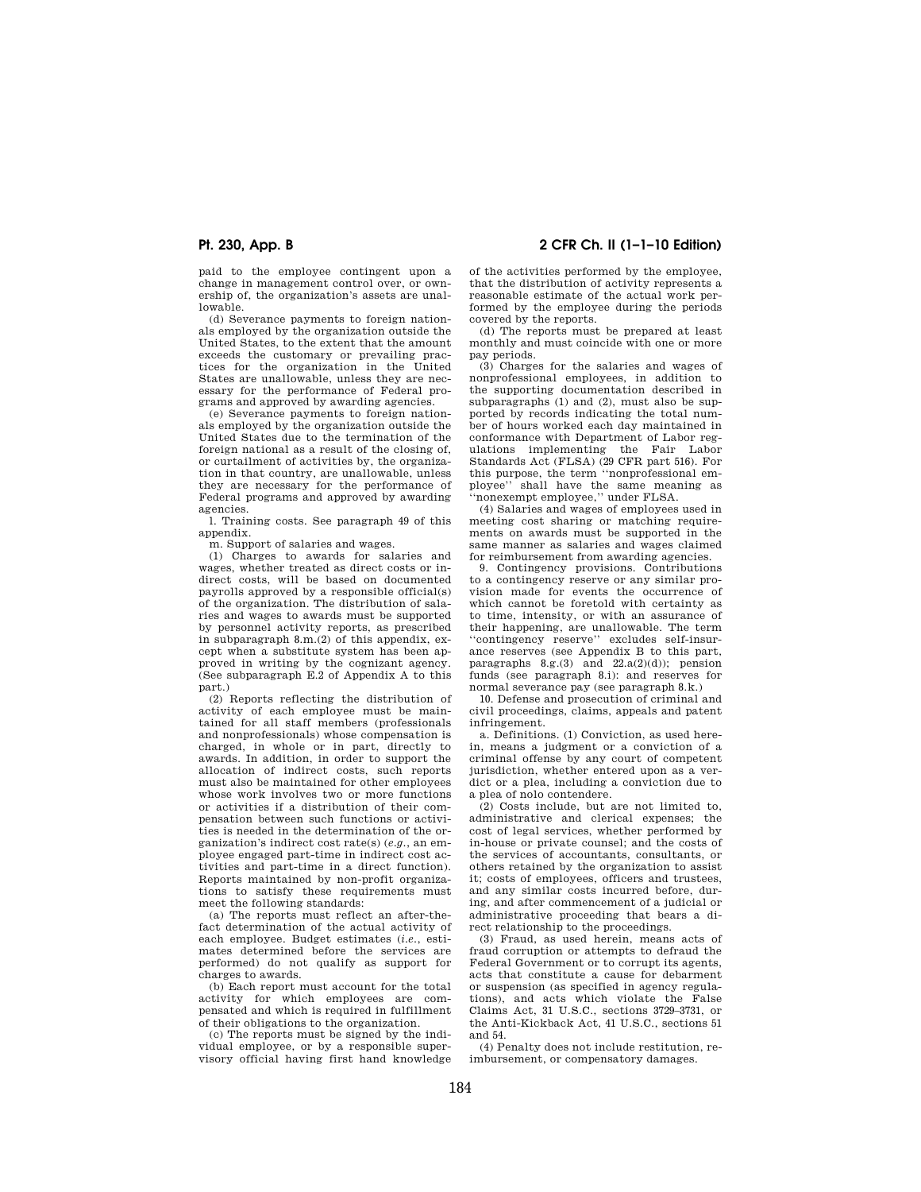paid to the employee contingent upon a change in management control over, or ownership of, the organization's assets are unallowable.

(d) Severance payments to foreign nationals employed by the organization outside the United States, to the extent that the amount exceeds the customary or prevailing practices for the organization in the United States are unallowable, unless they are necessary for the performance of Federal programs and approved by awarding agencies.

(e) Severance payments to foreign nationals employed by the organization outside the United States due to the termination of the foreign national as a result of the closing of, or curtailment of activities by, the organization in that country, are unallowable, unless they are necessary for the performance of Federal programs and approved by awarding agencies.

l. Training costs. See paragraph 49 of this appendix.

m. Support of salaries and wages.

(1) Charges to awards for salaries and wages, whether treated as direct costs or indirect costs, will be based on documented payrolls approved by a responsible official(s) of the organization. The distribution of salaries and wages to awards must be supported by personnel activity reports, as prescribed in subparagraph 8.m.(2) of this appendix, except when a substitute system has been approved in writing by the cognizant agency. (See subparagraph E.2 of Appendix A to this part.)

(2) Reports reflecting the distribution of activity of each employee must be maintained for all staff members (professionals and nonprofessionals) whose compensation is charged, in whole or in part, directly to awards. In addition, in order to support the allocation of indirect costs, such reports must also be maintained for other employees whose work involves two or more functions or activities if a distribution of their compensation between such functions or activities is needed in the determination of the organization's indirect cost rate(s) (*e.g.*, an employee engaged part-time in indirect cost activities and part-time in a direct function). Reports maintained by non-profit organizations to satisfy these requirements must meet the following standards:

(a) The reports must reflect an after-the-fact determination of the actual activity of each employee. Budget estimates (*i.e.*, estimates determined before the services are performed) do not qualify as support for charges to awards.

(b) Each report must account for the total activity for which employees are compensated and which is required in fulfillment of their obligations to the organization.

(c) The reports must be signed by the individual employee, or by a responsible supervisory official having first hand knowledge of the activities performed by the employee, that the distribution of activity represents a reasonable estimate of the actual work performed by the employee during the periods covered by the reports.

(d) The reports must be prepared at least monthly and must coincide with one or more pay periods.

(3) Charges for the salaries and wages of nonprofessional employees, in addition to the supporting documentation described in subparagraphs (1) and (2), must also be supported by records indicating the total number of hours worked each day maintained in conformance with Department of Labor regulations implementing the Fair Labor Standards Act (FLSA) (29 CFR part 516). For this purpose, the term ''nonprofessional employee'' shall have the same meaning as ''nonexempt employee,'' under FLSA.

(4) Salaries and wages of employees used in meeting cost sharing or matching requirements on awards must be supported in the same manner as salaries and wages claimed for reimbursement from awarding agencies.

9. Contingency provisions. Contributions to a contingency reserve or any similar provision made for events the occurrence of which cannot be foretold with certainty as to time, intensity, or with an assurance of their happening, are unallowable. The term ''contingency reserve'' excludes self-insurance reserves (see Appendix B to this part, paragraphs 8.g.(3) and 22.a(2)(d)); pension funds (see paragraph 8.i): and reserves for normal severance pay (see paragraph 8.k.)

10. Defense and prosecution of criminal and civil proceedings, claims, appeals and patent infringement.

a. Definitions. (1) Conviction, as used herein, means a judgment or a conviction of a criminal offense by any court of competent jurisdiction, whether entered upon as a verdict or a plea, including a conviction due to a plea of nolo contendere.

(2) Costs include, but are not limited to, administrative and clerical expenses; the cost of legal services, whether performed by in-house or private counsel; and the costs of the services of accountants, consultants, or others retained by the organization to assist it; costs of employees, officers and trustees, and any similar costs incurred before, during, and after commencement of a judicial or administrative proceeding that bears a direct relationship to the proceedings.

(3) Fraud, as used herein, means acts of fraud corruption or attempts to defraud the Federal Government or to corrupt its agents, acts that constitute a cause for debarment or suspension (as specified in agency regulations), and acts which violate the False Claims Act, 31 U.S.C., sections 3729–3731, or the Anti-Kickback Act, 41 U.S.C., sections 51 and 54.

(4) Penalty does not include restitution, reimbursement, or compensatory damages.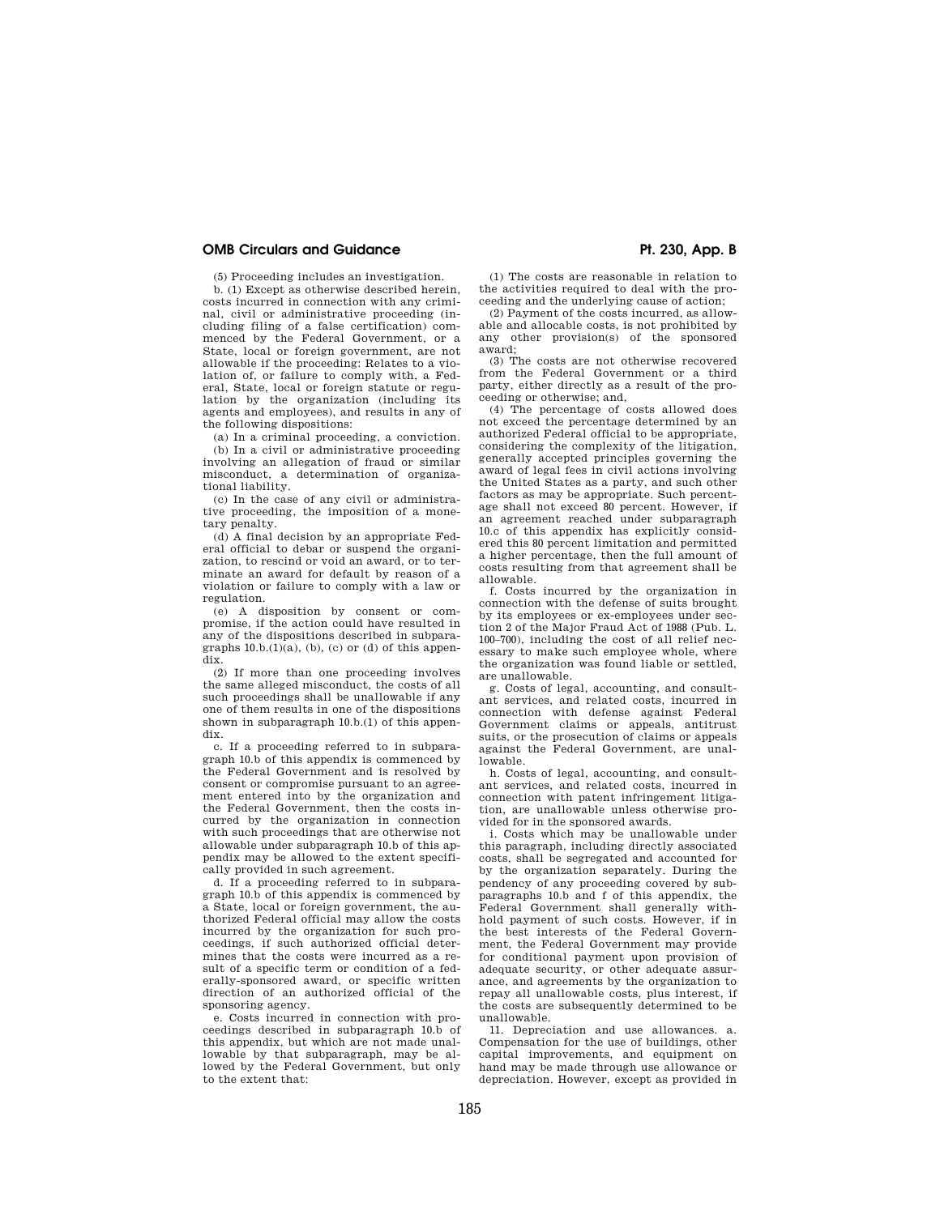(5) Proceeding includes an investigation.

b. (1) Except as otherwise described herein, costs incurred in connection with any criminal, civil or administrative proceeding (including filing of a false certification) commenced by the Federal Government, or a State, local or foreign government, are not allowable if the proceeding: Relates to a violation of, or failure to comply with, a Federal, State, local or foreign statute or regulation by the organization (including its agents and employees), and results in any of the following dispositions:

(a) In a criminal proceeding, a conviction.

(b) In a civil or administrative proceeding involving an allegation of fraud or similar misconduct, a determination of organizational liability.

(c) In the case of any civil or administrative proceeding, the imposition of a monetary penalty.

(d) A final decision by an appropriate Federal official to debar or suspend the organization, to rescind or void an award, or to terminate an award for default by reason of a violation or failure to comply with a law or regulation.

(e) A disposition by consent or compromise, if the action could have resulted in any of the dispositions described in subparagraphs 10.b.(1)(a), (b), (c) or (d) of this appendix.

(2) If more than one proceeding involves the same alleged misconduct, the costs of all such proceedings shall be unallowable if any one of them results in one of the dispositions shown in subparagraph 10.b.(1) of this appendix.

c. If a proceeding referred to in subparagraph 10.b of this appendix is commenced by the Federal Government and is resolved by consent or compromise pursuant to an agreement entered into by the organization and the Federal Government, then the costs incurred by the organization in connection with such proceedings that are otherwise not allowable under subparagraph 10.b of this appendix may be allowed to the extent specifically provided in such agreement.

d. If a proceeding referred to in subparagraph 10.b of this appendix is commenced by a State, local or foreign government, the authorized Federal official may allow the costs incurred by the organization for such proceedings, if such authorized official determines that the costs were incurred as a result of a specific term or condition of a federally-sponsored award, or specific written direction of an authorized official of the sponsoring agency.

e. Costs incurred in connection with proceedings described in subparagraph 10.b of this appendix, but which are not made unallowable by that subparagraph, may be allowed by the Federal Government, but only to the extent that:

(1) The costs are reasonable in relation to the activities required to deal with the proceeding and the underlying cause of action;

(2) Payment of the costs incurred, as allowable and allocable costs, is not prohibited by any other provision(s) of the sponsored award;

(3) The costs are not otherwise recovered from the Federal Government or a third party, either directly as a result of the proceeding or otherwise; and,

(4) The percentage of costs allowed does not exceed the percentage determined by an authorized Federal official to be appropriate, considering the complexity of the litigation, generally accepted principles governing the award of legal fees in civil actions involving the United States as a party, and such other factors as may be appropriate. Such percentage shall not exceed 80 percent. However, if an agreement reached under subparagraph 10.c of this appendix has explicitly considered this 80 percent limitation and permitted a higher percentage, then the full amount of costs resulting from that agreement shall be allowable.

f. Costs incurred by the organization in connection with the defense of suits brought by its employees or ex-employees under section 2 of the Major Fraud Act of 1988 (Pub. L. 100–700), including the cost of all relief necessary to make such employee whole, where the organization was found liable or settled, are unallowable.

g. Costs of legal, accounting, and consultant services, and related costs, incurred in connection with defense against Federal Government claims or appeals, antitrust suits, or the prosecution of claims or appeals against the Federal Government, are unallowable.

h. Costs of legal, accounting, and consultant services, and related costs, incurred in connection with patent infringement litigation, are unallowable unless otherwise provided for in the sponsored awards.

i. Costs which may be unallowable under this paragraph, including directly associated costs, shall be segregated and accounted for by the organization separately. During the pendency of any proceeding covered by subparagraphs 10.b and f of this appendix, the Federal Government shall generally withhold payment of such costs. However, if in the best interests of the Federal Government, the Federal Government may provide for conditional payment upon provision of adequate security, or other adequate assurance, and agreements by the organization to repay all unallowable costs, plus interest, if the costs are subsequently determined to be unallowable.

11. Depreciation and use allowances. a. Compensation for the use of buildings, other capital improvements, and equipment on hand may be made through use allowance or depreciation. However, except as provided in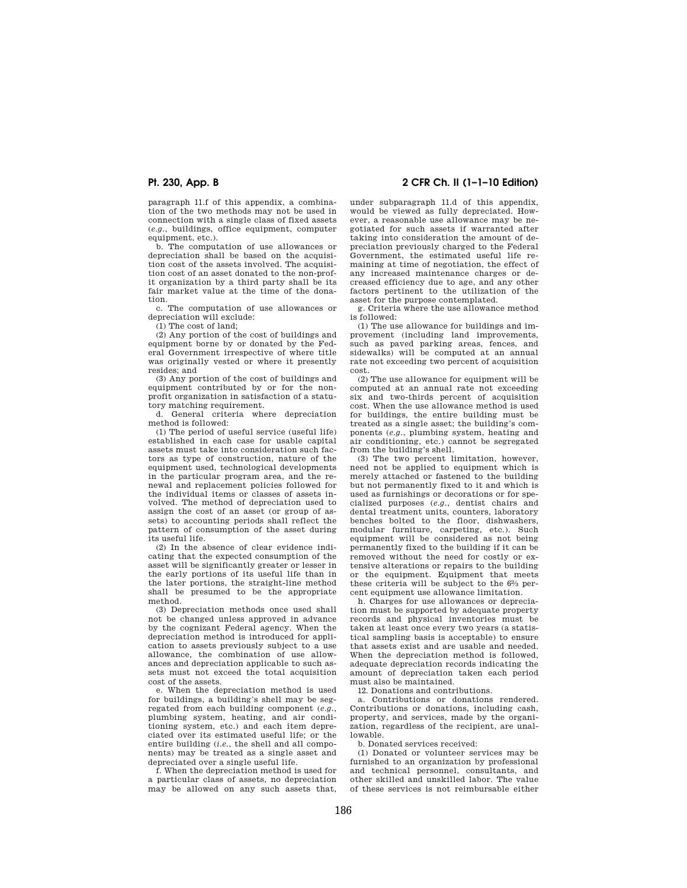paragraph 11.f of this appendix, a combination of the two methods may not be used in connection with a single class of fixed assets (*e.g.*, buildings, office equipment, computer equipment, etc.).

b. The computation of use allowances or depreciation shall be based on the acquisition cost of the assets involved. The acquisition cost of an asset donated to the non-profit organization by a third party shall be its fair market value at the time of the donation.

c. The computation of use allowances or depreciation will exclude:

(1) The cost of land;

(2) Any portion of the cost of buildings and equipment borne by or donated by the Federal Government irrespective of where title was originally vested or where it presently resides; and

(3) Any portion of the cost of buildings and equipment contributed by or for the non-profit organization in satisfaction of a statutory matching requirement.

d. General criteria where depreciation method is followed:

(1) The period of useful service (useful life) established in each case for usable capital assets must take into consideration such factors as type of construction, nature of the equipment used, technological developments in the particular program area, and the renewal and replacement policies followed for the individual items or classes of assets involved. The method of depreciation used to assign the cost of an asset (or group of assets) to accounting periods shall reflect the pattern of consumption of the asset during its useful life.

(2) In the absence of clear evidence indicating that the expected consumption of the asset will be significantly greater or lesser in the early portions of its useful life than in the later portions, the straight-line method shall be presumed to be the appropriate method.

(3) Depreciation methods once used shall not be changed unless approved in advance by the cognizant Federal agency. When the depreciation method is introduced for application to assets previously subject to a use allowance, the combination of use allowances and depreciation applicable to such assets must not exceed the total acquisition cost of the assets.

e. When the depreciation method is used for buildings, a building's shell may be segregated from each building component (*e.g.*, plumbing system, heating, and air conditioning system, etc.) and each item depreciated over its estimated useful life; or the entire building (*i.e.*, the shell and all components) may be treated as a single asset and depreciated over a single useful life.

f. When the depreciation method is used for a particular class of assets, no depreciation may be allowed on any such assets that, under subparagraph 11.d of this appendix, would be viewed as fully depreciated. However, a reasonable use allowance may be negotiated for such assets if warranted after taking into consideration the amount of depreciation previously charged to the Federal Government, the estimated useful life remaining at time of negotiation, the effect of any increased maintenance charges or decreased efficiency due to age, and any other factors pertinent to the utilization of the asset for the purpose contemplated.

g. Criteria where the use allowance method is followed:

(1) The use allowance for buildings and improvement (including land improvements, such as paved parking areas, fences, and sidewalks) will be computed at an annual rate not exceeding two percent of acquisition cost.

(2) The use allowance for equipment will be computed at an annual rate not exceeding six and two-thirds percent of acquisition cost. When the use allowance method is used for buildings, the entire building must be treated as a single asset; the building's components (*e.g.*, plumbing system, heating and air conditioning, etc.) cannot be segregated from the building's shell.

(3) The two percent limitation, however, need not be applied to equipment which is merely attached or fastened to the building but not permanently fixed to it and which is used as furnishings or decorations or for specialized purposes (*e.g.*, dentist chairs and dental treatment units, counters, laboratory benches bolted to the floor, dishwashers, modular furniture, carpeting, etc.). Such equipment will be considered as not being permanently fixed to the building if it can be removed without the need for costly or extensive alterations or repairs to the building or the equipment. Equipment that meets these criteria will be subject to the $6\frac{2}{3}$ percent equipment use allowance limitation.

h. Charges for use allowances or depreciation must be supported by adequate property records and physical inventories must be taken at least once every two years (a statistical sampling basis is acceptable) to ensure that assets exist and are usable and needed. When the depreciation method is followed, adequate depreciation records indicating the amount of depreciation taken each period must also be maintained.

12. Donations and contributions.

a. Contributions or donations rendered. Contributions or donations, including cash, property, and services, made by the organization, regardless of the recipient, are unallowable.

b. Donated services received:

(1) Donated or volunteer services may be furnished to an organization by professional and technical personnel, consultants, and other skilled and unskilled labor. The value of these services is not reimbursable either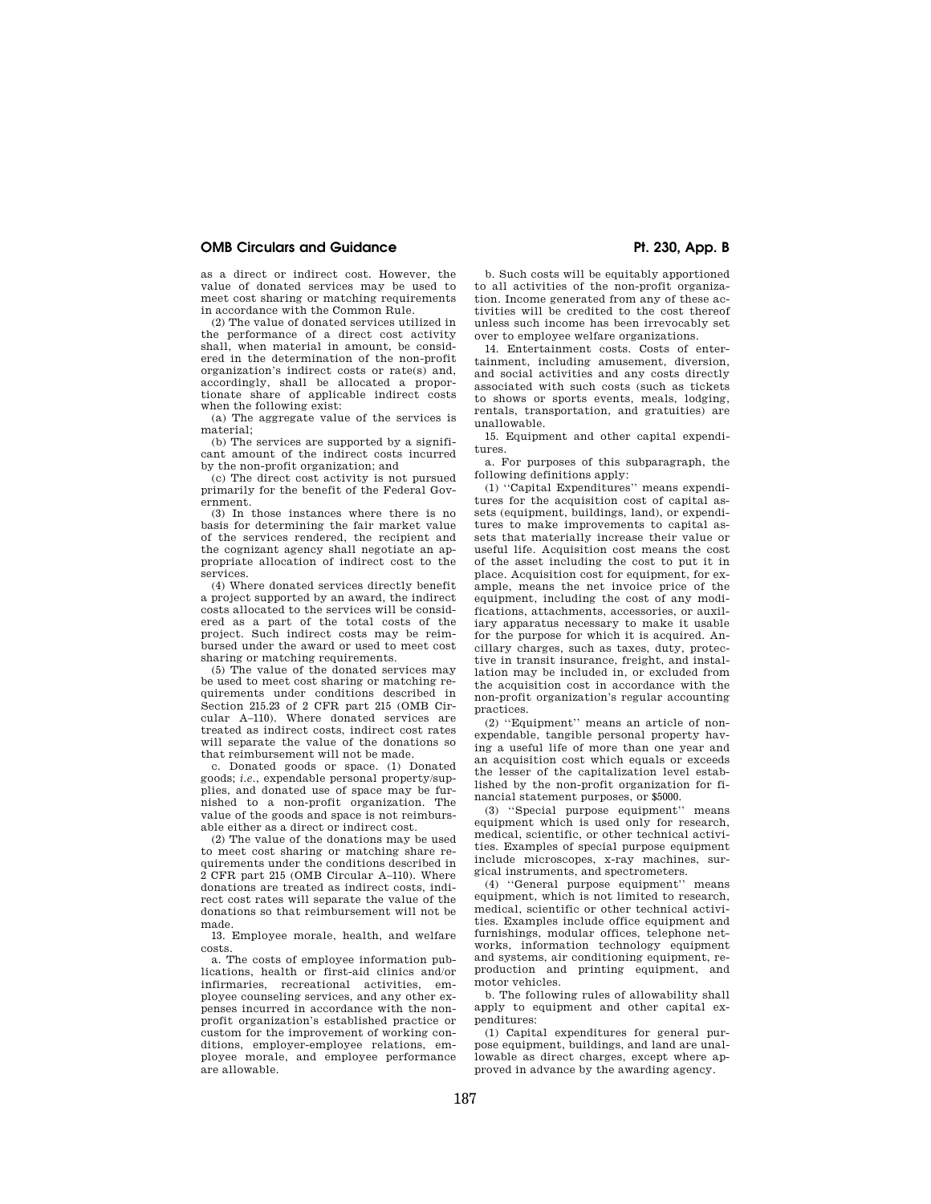as a direct or indirect cost. However, the value of donated services may be used to meet cost sharing or matching requirements in accordance with the Common Rule.

(2) The value of donated services utilized in the performance of a direct cost activity shall, when material in amount, be considered in the determination of the non-profit organization's indirect costs or rate(s) and, accordingly, shall be allocated a proportionate share of applicable indirect costs when the following exist:

(a) The aggregate value of the services is material;

(b) The services are supported by a significant amount of the indirect costs incurred by the non-profit organization; and

(c) The direct cost activity is not pursued primarily for the benefit of the Federal Government.

(3) In those instances where there is no basis for determining the fair market value of the services rendered, the recipient and the cognizant agency shall negotiate an appropriate allocation of indirect cost to the services.

(4) Where donated services directly benefit a project supported by an award, the indirect costs allocated to the services will be considered as a part of the total costs of the project. Such indirect costs may be reimbursed under the award or used to meet cost sharing or matching requirements.

(5) The value of the donated services may be used to meet cost sharing or matching requirements under conditions described in Section 215.23 of 2 CFR part 215 (OMB Circular A–110). Where donated services are treated as indirect costs, indirect cost rates will separate the value of the donations so that reimbursement will not be made.

c. Donated goods or space. (1) Donated goods; *i.e.*, expendable personal property/supplies, and donated use of space may be furnished to a non-profit organization. The value of the goods and space is not reimbursable either as a direct or indirect cost.

(2) The value of the donations may be used to meet cost sharing or matching share requirements under the conditions described in 2 CFR part 215 (OMB Circular A–110). Where donations are treated as indirect costs, indirect cost rates will separate the value of the donations so that reimbursement will not be made.

13. Employee morale, health, and welfare costs.

a. The costs of employee information publications, health or first-aid clinics and/or infirmaries, recreational activities, employee counseling services, and any other expenses incurred in accordance with the non-profit organization's established practice or custom for the improvement of working conditions, employer-employee relations, employee morale, and employee performance are allowable.

b. Such costs will be equitably apportioned to all activities of the non-profit organization. Income generated from any of these activities will be credited to the cost thereof unless such income has been irrevocably set over to employee welfare organizations.

14. Entertainment costs. Costs of entertainment, including amusement, diversion, and social activities and any costs directly associated with such costs (such as tickets to shows or sports events, meals, lodging, rentals, transportation, and gratuities) are unallowable.

15. Equipment and other capital expenditures.

a. For purposes of this subparagraph, the following definitions apply:

(1) ''Capital Expenditures'' means expenditures for the acquisition cost of capital assets (equipment, buildings, land), or expenditures to make improvements to capital assets that materially increase their value or useful life. Acquisition cost means the cost of the asset including the cost to put it in place. Acquisition cost for equipment, for example, means the net invoice price of the equipment, including the cost of any modifications, attachments, accessories, or auxiliary apparatus necessary to make it usable for the purpose for which it is acquired. Ancillary charges, such as taxes, duty, protective in transit insurance, freight, and installation may be included in, or excluded from the acquisition cost in accordance with the non-profit organization's regular accounting practices.

(2) ''Equipment'' means an article of nonexpendable, tangible personal property having a useful life of more than one year and an acquisition cost which equals or exceeds the lesser of the capitalization level established by the non-profit organization for financial statement purposes, or $5000.

(3) ''Special purpose equipment'' means equipment which is used only for research, medical, scientific, or other technical activities. Examples of special purpose equipment include microscopes, x-ray machines, surgical instruments, and spectrometers.

(4) ''General purpose equipment'' means equipment, which is not limited to research, medical, scientific or other technical activities. Examples include office equipment and furnishings, modular offices, telephone networks, information technology equipment and systems, air conditioning equipment, reproduction and printing equipment, and motor vehicles.

b. The following rules of allowability shall apply to equipment and other capital expenditures:

(1) Capital expenditures for general purpose equipment, buildings, and land are unallowable as direct charges, except where approved in advance by the awarding agency.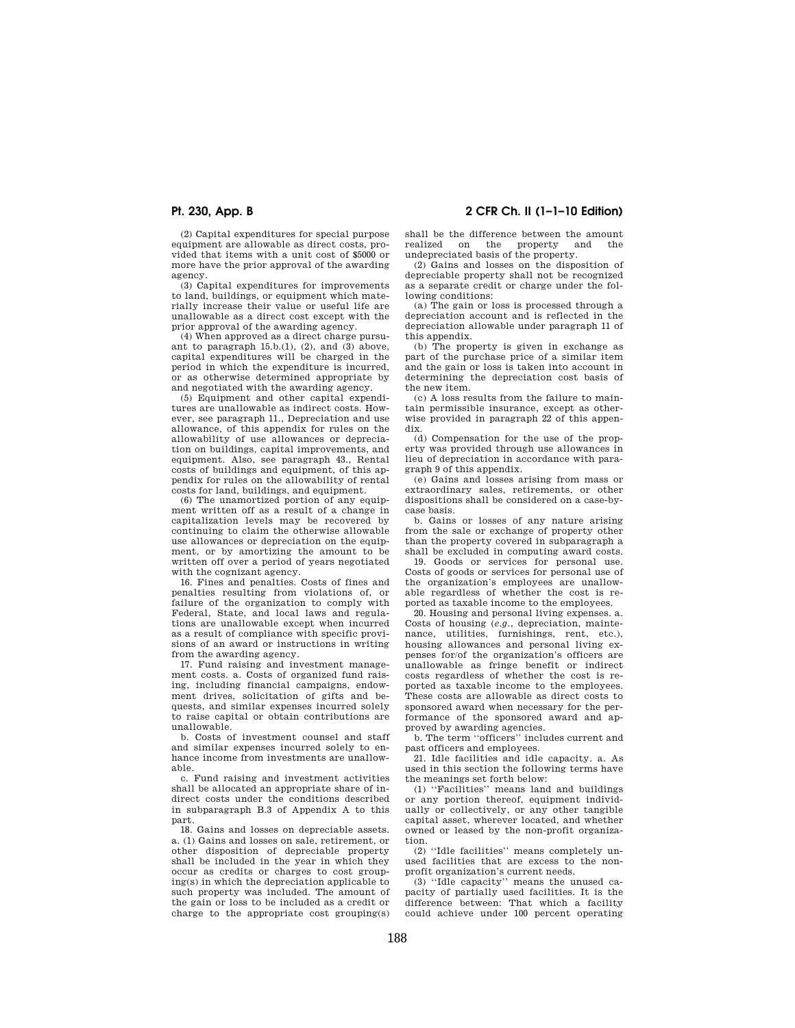(2) Capital expenditures for special purpose equipment are allowable as direct costs, provided that items with a unit cost of $5000 or more have the prior approval of the awarding agency.

(3) Capital expenditures for improvements to land, buildings, or equipment which materially increase their value or useful life are unallowable as a direct cost except with the prior approval of the awarding agency.

(4) When approved as a direct charge pursuant to paragraph 15.b.(1), (2), and (3) above, capital expenditures will be charged in the period in which the expenditure is incurred, or as otherwise determined appropriate by and negotiated with the awarding agency.

(5) Equipment and other capital expenditures are unallowable as indirect costs. However, see paragraph 11., Depreciation and use allowance, of this appendix for rules on the allowability of use allowances or depreciation on buildings, capital improvements, and equipment. Also, see paragraph 43., Rental costs of buildings and equipment, of this appendix for rules on the allowability of rental costs for land, buildings, and equipment.

(6) The unamortized portion of any equipment written off as a result of a change in capitalization levels may be recovered by continuing to claim the otherwise allowable use allowances or depreciation on the equipment, or by amortizing the amount to be written off over a period of years negotiated with the cognizant agency.

16. Fines and penalties. Costs of fines and penalties resulting from violations of, or failure of the organization to comply with Federal, State, and local laws and regulations are unallowable except when incurred as a result of compliance with specific provisions of an award or instructions in writing from the awarding agency.

17. Fund raising and investment management costs. a. Costs of organized fund raising, including financial campaigns, endowment drives, solicitation of gifts and bequests, and similar expenses incurred solely to raise capital or obtain contributions are unallowable.

b. Costs of investment counsel and staff and similar expenses incurred solely to enhance income from investments are unallowable.

c. Fund raising and investment activities shall be allocated an appropriate share of indirect costs under the conditions described in subparagraph B.3 of Appendix A to this part.

18. Gains and losses on depreciable assets. a. (1) Gains and losses on sale, retirement, or other disposition of depreciable property shall be included in the year in which they occur as credits or charges to cost grouping(s) in which the depreciation applicable to such property was included. The amount of the gain or loss to be included as a credit or charge to the appropriate cost grouping(s) shall be the difference between the amount realized on the property and the undepreciated basis of the property.

(2) Gains and losses on the disposition of depreciable property shall not be recognized as a separate credit or charge under the following conditions:

(a) The gain or loss is processed through a depreciation account and is reflected in the depreciation allowable under paragraph 11 of this appendix.

(b) The property is given in exchange as part of the purchase price of a similar item and the gain or loss is taken into account in determining the depreciation cost basis of the new item.

(c) A loss results from the failure to maintain permissible insurance, except as otherwise provided in paragraph 22 of this appendix.

(d) Compensation for the use of the property was provided through use allowances in lieu of depreciation in accordance with paragraph 9 of this appendix.

(e) Gains and losses arising from mass or extraordinary sales, retirements, or other dispositions shall be considered on a case-by-case basis.

b. Gains or losses of any nature arising from the sale or exchange of property other than the property covered in subparagraph a shall be excluded in computing award costs.

19. Goods or services for personal use. Costs of goods or services for personal use of the organization's employees are unallowable regardless of whether the cost is reported as taxable income to the employees.

20. Housing and personal living expenses. a. Costs of housing (*e.g.*, depreciation, maintenance, utilities, furnishings, rent, etc.), housing allowances and personal living expenses for/of the organization's officers are unallowable as fringe benefit or indirect costs regardless of whether the cost is reported as taxable income to the employees. These costs are allowable as direct costs to sponsored award when necessary for the performance of the sponsored award and approved by awarding agencies.

b. The term "officers" includes current and past officers and employees.

21. Idle facilities and idle capacity. a. As used in this section the following terms have the meanings set forth below:

(1) "Facilities" means land and buildings or any portion thereof, equipment individually or collectively, or any other tangible capital asset, wherever located, and whether owned or leased by the non-profit organization.

(2) "Idle facilities" means completely unused facilities that are excess to the non-profit organization's current needs.

(3) "Idle capacity" means the unused capacity of partially used facilities. It is the difference between: That which a facility could achieve under 100 percent operating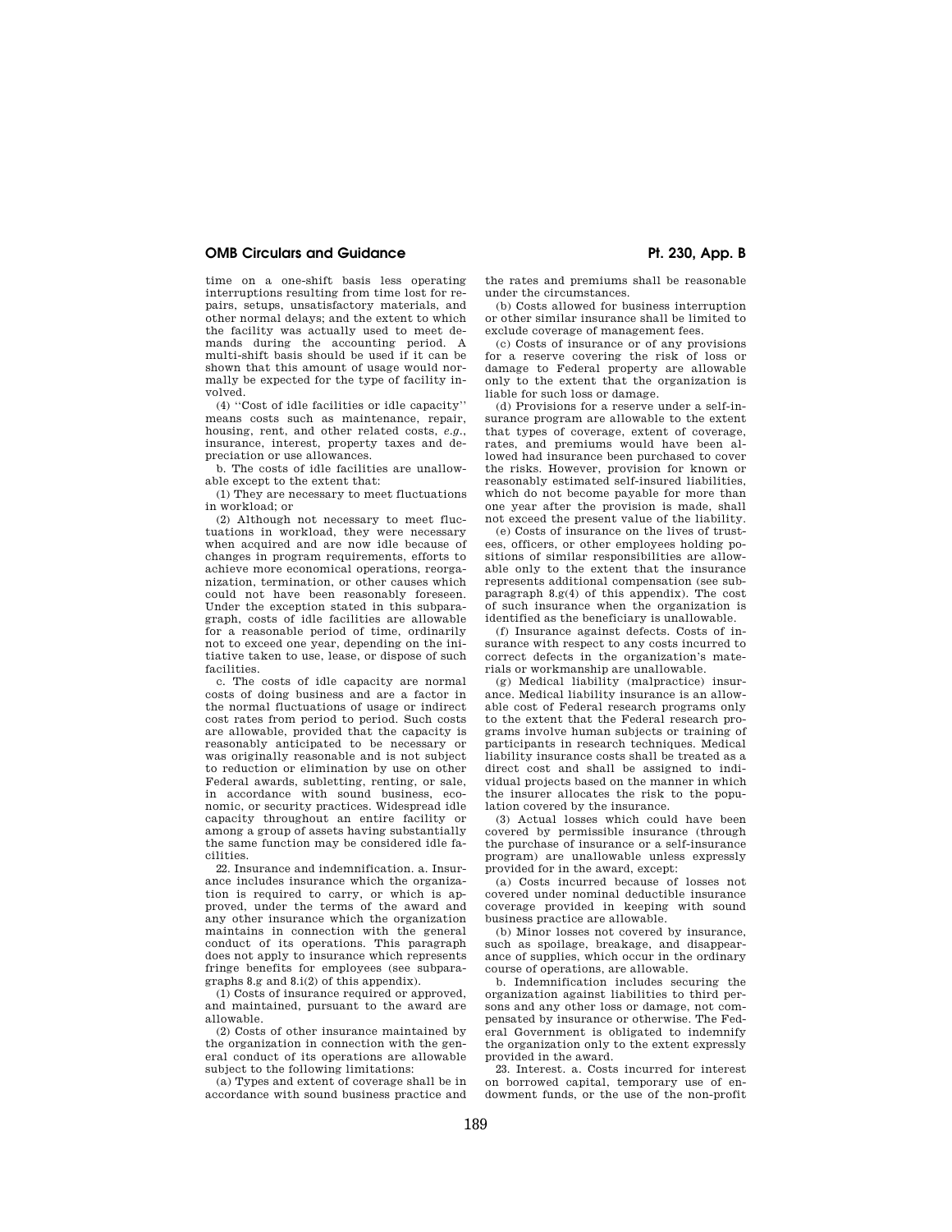time on a one-shift basis less operating interruptions resulting from time lost for repairs, setups, unsatisfactory materials, and other normal delays; and the extent to which the facility was actually used to meet demands during the accounting period. A multi-shift basis should be used if it can be shown that this amount of usage would normally be expected for the type of facility involved.

(4) ''Cost of idle facilities or idle capacity'' means costs such as maintenance, repair, housing, rent, and other related costs, *e.g.*, insurance, interest, property taxes and depreciation or use allowances.

b. The costs of idle facilities are unallowable except to the extent that:

(1) They are necessary to meet fluctuations in workload; or

(2) Although not necessary to meet fluctuations in workload, they were necessary when acquired and are now idle because of changes in program requirements, efforts to achieve more economical operations, reorganization, termination, or other causes which could not have been reasonably foreseen. Under the exception stated in this subparagraph, costs of idle facilities are allowable for a reasonable period of time, ordinarily not to exceed one year, depending on the initiative taken to use, lease, or dispose of such facilities.

c. The costs of idle capacity are normal costs of doing business and are a factor in the normal fluctuations of usage or indirect cost rates from period to period. Such costs are allowable, provided that the capacity is reasonably anticipated to be necessary or was originally reasonable and is not subject to reduction or elimination by use on other Federal awards, subletting, renting, or sale, in accordance with sound business, economic, or security practices. Widespread idle capacity throughout an entire facility or among a group of assets having substantially the same function may be considered idle facilities.

22. Insurance and indemnification. a. Insurance includes insurance which the organization is required to carry, or which is approved, under the terms of the award and any other insurance which the organization maintains in connection with the general conduct of its operations. This paragraph does not apply to insurance which represents fringe benefits for employees (see subparagraphs 8.g and 8.i(2) of this appendix).

(1) Costs of insurance required or approved, and maintained, pursuant to the award are allowable.

(2) Costs of other insurance maintained by the organization in connection with the general conduct of its operations are allowable subject to the following limitations:

(a) Types and extent of coverage shall be in accordance with sound business practice and the rates and premiums shall be reasonable under the circumstances.

(b) Costs allowed for business interruption or other similar insurance shall be limited to exclude coverage of management fees.

(c) Costs of insurance or of any provisions for a reserve covering the risk of loss or damage to Federal property are allowable only to the extent that the organization is liable for such loss or damage.

(d) Provisions for a reserve under a self-insurance program are allowable to the extent that types of coverage, extent of coverage, rates, and premiums would have been allowed had insurance been purchased to cover the risks. However, provision for known or reasonably estimated self-insured liabilities, which do not become payable for more than one year after the provision is made, shall not exceed the present value of the liability.

(e) Costs of insurance on the lives of trustees, officers, or other employees holding positions of similar responsibilities are allowable only to the extent that the insurance represents additional compensation (see subparagraph 8.g(4) of this appendix). The cost of such insurance when the organization is identified as the beneficiary is unallowable.

(f) Insurance against defects. Costs of insurance with respect to any costs incurred to correct defects in the organization's materials or workmanship are unallowable.

(g) Medical liability (malpractice) insurance. Medical liability insurance is an allowable cost of Federal research programs only to the extent that the Federal research programs involve human subjects or training of participants in research techniques. Medical liability insurance costs shall be treated as a direct cost and shall be assigned to individual projects based on the manner in which the insurer allocates the risk to the population covered by the insurance.

(3) Actual losses which could have been covered by permissible insurance (through the purchase of insurance or a self-insurance program) are unallowable unless expressly provided for in the award, except:

(a) Costs incurred because of losses not covered under nominal deductible insurance coverage provided in keeping with sound business practice are allowable.

(b) Minor losses not covered by insurance, such as spoilage, breakage, and disappearance of supplies, which occur in the ordinary course of operations, are allowable.

b. Indemnification includes securing the organization against liabilities to third persons and any other loss or damage, not compensated by insurance or otherwise. The Federal Government is obligated to indemnify the organization only to the extent expressly provided in the award.

23. Interest. a. Costs incurred for interest on borrowed capital, temporary use of endowment funds, or the use of the non-profit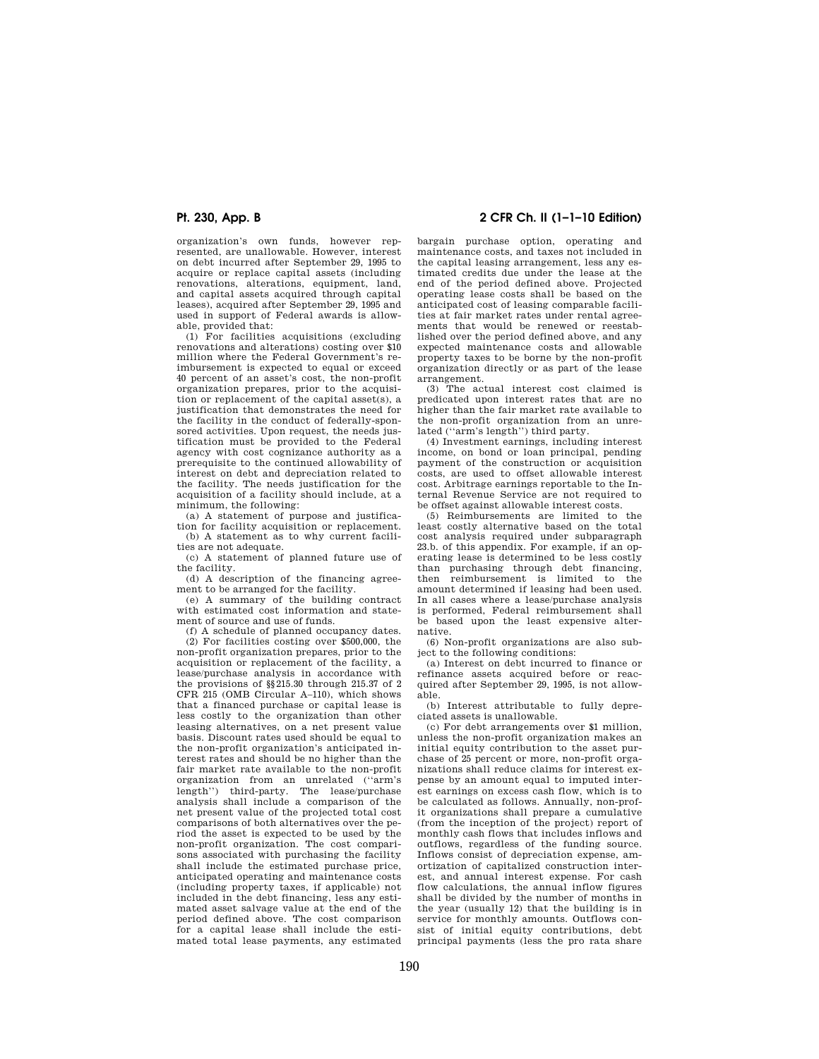organization's own funds, however represented, are unallowable. However, interest on debt incurred after September 29, 1995 to acquire or replace capital assets (including renovations, alterations, equipment, land, and capital assets acquired through capital leases), acquired after September 29, 1995 and used in support of Federal awards is allowable, provided that:

(1) For facilities acquisitions (excluding renovations and alterations) costing over $10 million where the Federal Government's reimbursement is expected to equal or exceed 40 percent of an asset's cost, the non-profit organization prepares, prior to the acquisition or replacement of the capital asset(s), a justification that demonstrates the need for the facility in the conduct of federally-sponsored activities. Upon request, the needs justification must be provided to the Federal agency with cost cognizance authority as a prerequisite to the continued allowability of interest on debt and depreciation related to the facility. The needs justification for the acquisition of a facility should include, at a minimum, the following:

(a) A statement of purpose and justification for facility acquisition or replacement.

(b) A statement as to why current facilities are not adequate.

(c) A statement of planned future use of the facility.

(d) A description of the financing agreement to be arranged for the facility.

(e) A summary of the building contract with estimated cost information and statement of source and use of funds.

(f) A schedule of planned occupancy dates.

(2) For facilities costing over $500,000, the non-profit organization prepares, prior to the acquisition or replacement of the facility, a lease/purchase analysis in accordance with the provisions of §§215.30 through 215.37 of 2 CFR 215 (OMB Circular A–110), which shows that a financed purchase or capital lease is less costly to the organization than other leasing alternatives, on a net present value basis. Discount rates used should be equal to the non-profit organization's anticipated interest rates and should be no higher than the fair market rate available to the non-profit organization from an unrelated (''arm's length'') third-party. The lease/purchase analysis shall include a comparison of the net present value of the projected total cost comparisons of both alternatives over the period the asset is expected to be used by the non-profit organization. The cost comparisons associated with purchasing the facility shall include the estimated purchase price, anticipated operating and maintenance costs (including property taxes, if applicable) not included in the debt financing, less any estimated asset salvage value at the end of the period defined above. The cost comparison for a capital lease shall include the estimated total lease payments, any estimated bargain purchase option, operating and maintenance costs, and taxes not included in the capital leasing arrangement, less any estimated credits due under the lease at the end of the period defined above. Projected operating lease costs shall be based on the anticipated cost of leasing comparable facilities at fair market rates under rental agreements that would be renewed or reestablished over the period defined above, and any expected maintenance costs and allowable property taxes to be borne by the non-profit organization directly or as part of the lease arrangement.

(3) The actual interest cost claimed is predicated upon interest rates that are no higher than the fair market rate available to the non-profit organization from an unrelated (''arm's length'') third party.

(4) Investment earnings, including interest income, on bond or loan principal, pending payment of the construction or acquisition costs, are used to offset allowable interest cost. Arbitrage earnings reportable to the Internal Revenue Service are not required to be offset against allowable interest costs.

(5) Reimbursements are limited to the least costly alternative based on the total cost analysis required under subparagraph 23.b. of this appendix. For example, if an operating lease is determined to be less costly than purchasing through debt financing, then reimbursement is limited to the amount determined if leasing had been used. In all cases where a lease/purchase analysis is performed, Federal reimbursement shall be based upon the least expensive alternative.

(6) Non-profit organizations are also subject to the following conditions:

(a) Interest on debt incurred to finance or refinance assets acquired before or reacquired after September 29, 1995, is not allowable.

(b) Interest attributable to fully depreciated assets is unallowable.

(c) For debt arrangements over $1 million, unless the non-profit organization makes an initial equity contribution to the asset purchase of 25 percent or more, non-profit organizations shall reduce claims for interest expense by an amount equal to imputed interest earnings on excess cash flow, which is to be calculated as follows. Annually, non-profit organizations shall prepare a cumulative (from the inception of the project) report of monthly cash flows that includes inflows and outflows, regardless of the funding source. Inflows consist of depreciation expense, amortization of capitalized construction interest, and annual interest expense. For cash flow calculations, the annual inflow figures shall be divided by the number of months in the year (usually 12) that the building is in service for monthly amounts. Outflows consist of initial equity contributions, debt principal payments (less the pro rata share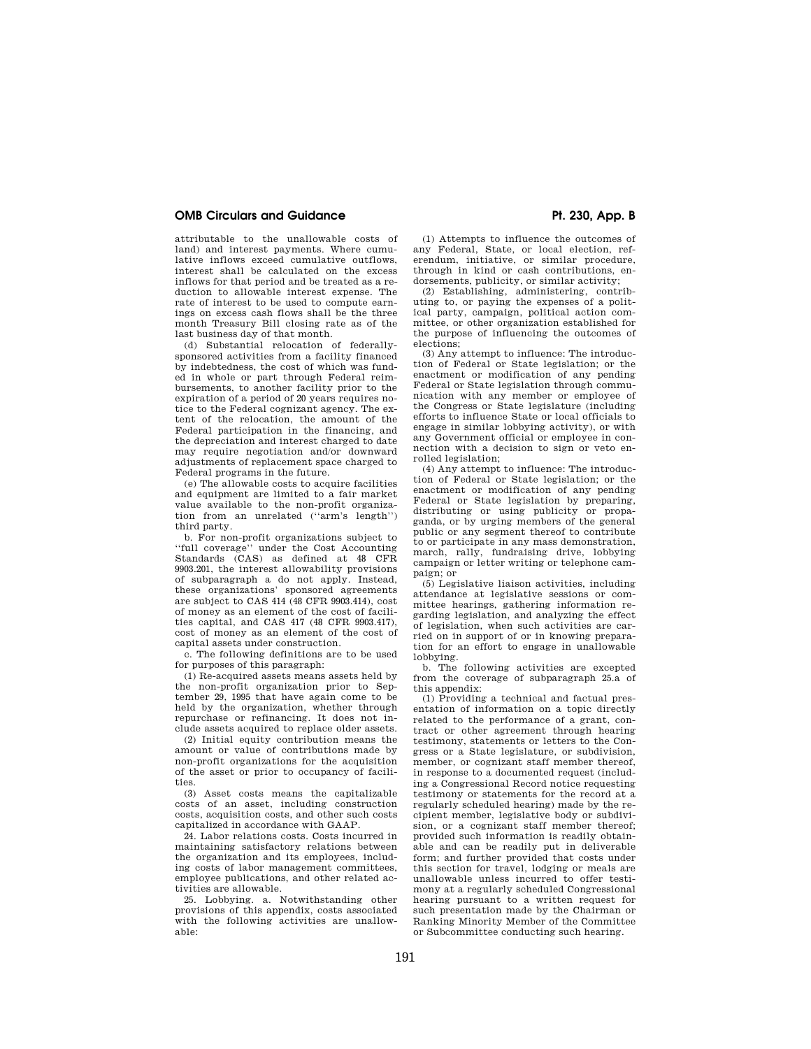attributable to the unallowable costs of land) and interest payments. Where cumulative inflows exceed cumulative outflows, interest shall be calculated on the excess inflows for that period and be treated as a reduction to allowable interest expense. The rate of interest to be used to compute earnings on excess cash flows shall be the three month Treasury Bill closing rate as of the last business day of that month.

(d) Substantial relocation of federally-sponsored activities from a facility financed by indebtedness, the cost of which was funded in whole or part through Federal reimbursements, to another facility prior to the expiration of a period of 20 years requires notice to the Federal cognizant agency. The extent of the relocation, the amount of the Federal participation in the financing, and the depreciation and interest charged to date may require negotiation and/or downward adjustments of replacement space charged to Federal programs in the future.

(e) The allowable costs to acquire facilities and equipment are limited to a fair market value available to the non-profit organization from an unrelated (''arm's length'') third party.

b. For non-profit organizations subject to ''full coverage'' under the Cost Accounting Standards (CAS) as defined at 48 CFR 9903.201, the interest allowability provisions of subparagraph a do not apply. Instead, these organizations' sponsored agreements are subject to CAS 414 (48 CFR 9903.414), cost of money as an element of the cost of facilities capital, and CAS 417 (48 CFR 9903.417), cost of money as an element of the cost of capital assets under construction.

c. The following definitions are to be used for purposes of this paragraph:

(1) Re-acquired assets means assets held by the non-profit organization prior to September 29, 1995 that have again come to be held by the organization, whether through repurchase or refinancing. It does not include assets acquired to replace older assets.

(2) Initial equity contribution means the amount or value of contributions made by non-profit organizations for the acquisition of the asset or prior to occupancy of facilities.

(3) Asset costs means the capitalizable costs of an asset, including construction costs, acquisition costs, and other such costs capitalized in accordance with GAAP.

24. Labor relations costs. Costs incurred in maintaining satisfactory relations between the organization and its employees, including costs of labor management committees, employee publications, and other related activities are allowable.

25. Lobbying. a. Notwithstanding other provisions of this appendix, costs associated with the following activities are unallowable:

(1) Attempts to influence the outcomes of any Federal, State, or local election, referendum, initiative, or similar procedure, through in kind or cash contributions, endorsements, publicity, or similar activity;

(2) Establishing, administering, contributing to, or paying the expenses of a political party, campaign, political action committee, or other organization established for the purpose of influencing the outcomes of elections;

(3) Any attempt to influence: The introduction of Federal or State legislation; or the enactment or modification of any pending Federal or State legislation through communication with any member or employee of the Congress or State legislature (including efforts to influence State or local officials to engage in similar lobbying activity), or with any Government official or employee in connection with a decision to sign or veto enrolled legislation;

(4) Any attempt to influence: The introduction of Federal or State legislation; or the enactment or modification of any pending Federal or State legislation by preparing, distributing or using publicity or propaganda, or by urging members of the general public or any segment thereof to contribute to or participate in any mass demonstration, march, rally, fundraising drive, lobbying campaign or letter writing or telephone campaign; or

(5) Legislative liaison activities, including attendance at legislative sessions or committee hearings, gathering information regarding legislation, and analyzing the effect of legislation, when such activities are carried on in support of or in knowing preparation for an effort to engage in unallowable lobbying.

b. The following activities are excepted from the coverage of subparagraph 25.a of this appendix:

(1) Providing a technical and factual presentation of information on a topic directly related to the performance of a grant, contract or other agreement through hearing testimony, statements or letters to the Congress or a State legislature, or subdivision, member, or cognizant staff member thereof, in response to a documented request (including a Congressional Record notice requesting testimony or statements for the record at a regularly scheduled hearing) made by the recipient member, legislative body or subdivision, or a cognizant staff member thereof; provided such information is readily obtainable and can be readily put in deliverable form; and further provided that costs under this section for travel, lodging or meals are unallowable unless incurred to offer testimony at a regularly scheduled Congressional hearing pursuant to a written request for such presentation made by the Chairman or Ranking Minority Member of the Committee or Subcommittee conducting such hearing.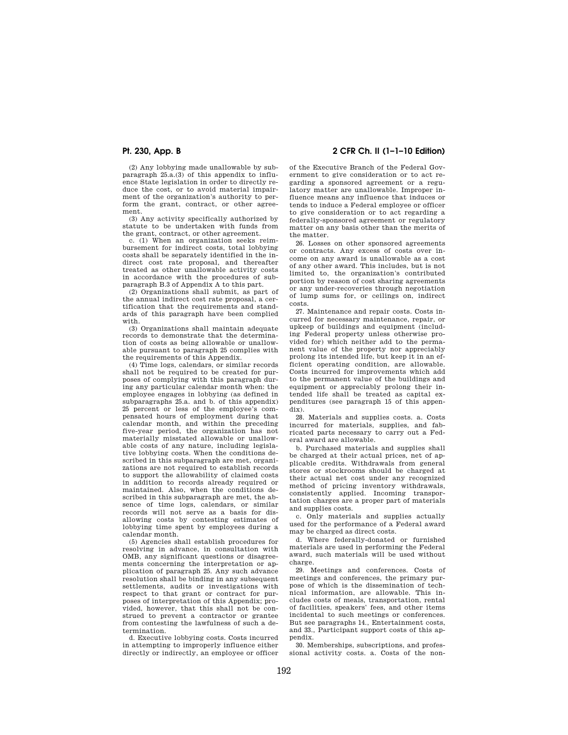(2) Any lobbying made unallowable by subparagraph 25.a.(3) of this appendix to influence State legislation in order to directly reduce the cost, or to avoid material impairment of the organization's authority to perform the grant, contract, or other agreement.

(3) Any activity specifically authorized by statute to be undertaken with funds from the grant, contract, or other agreement.

c. (1) When an organization seeks reimbursement for indirect costs, total lobbying costs shall be separately identified in the indirect cost rate proposal, and thereafter treated as other unallowable activity costs in accordance with the procedures of subparagraph B.3 of Appendix A to this part.

(2) Organizations shall submit, as part of the annual indirect cost rate proposal, a certification that the requirements and standards of this paragraph have been complied with.

(3) Organizations shall maintain adequate records to demonstrate that the determination of costs as being allowable or unallowable pursuant to paragraph 25 complies with the requirements of this Appendix.

(4) Time logs, calendars, or similar records shall not be required to be created for purposes of complying with this paragraph during any particular calendar month when: the employee engages in lobbying (as defined in subparagraphs 25.a. and b. of this appendix) 25 percent or less of the employee's compensated hours of employment during that calendar month, and within the preceding five-year period, the organization has not materially misstated allowable or unallowable costs of any nature, including legislative lobbying costs. When the conditions described in this subparagraph are met, organizations are not required to establish records to support the allowability of claimed costs in addition to records already required or maintained. Also, when the conditions described in this subparagraph are met, the absence of time logs, calendars, or similar records will not serve as a basis for disallowing costs by contesting estimates of lobbying time spent by employees during a calendar month.

(5) Agencies shall establish procedures for resolving in advance, in consultation with OMB, any significant questions or disagreements concerning the interpretation or application of paragraph 25. Any such advance resolution shall be binding in any subsequent settlements, audits or investigations with respect to that grant or contract for purposes of interpretation of this Appendix; provided, however, that this shall not be construed to prevent a contractor or grantee from contesting the lawfulness of such a determination.

d. Executive lobbying costs. Costs incurred in attempting to improperly influence either directly or indirectly, an employee or officer of the Executive Branch of the Federal Government to give consideration or to act regarding a sponsored agreement or a regulatory matter are unallowable. Improper influence means any influence that induces or tends to induce a Federal employee or officer to give consideration or to act regarding a federally-sponsored agreement or regulatory matter on any basis other than the merits of the matter.

26. Losses on other sponsored agreements or contracts. Any excess of costs over income on any award is unallowable as a cost of any other award. This includes, but is not limited to, the organization's contributed portion by reason of cost sharing agreements or any under-recoveries through negotiation of lump sums for, or ceilings on, indirect costs.

27. Maintenance and repair costs. Costs incurred for necessary maintenance, repair, or upkeep of buildings and equipment (including Federal property unless otherwise provided for) which neither add to the permanent value of the property nor appreciably prolong its intended life, but keep it in an efficient operating condition, are allowable. Costs incurred for improvements which add to the permanent value of the buildings and equipment or appreciably prolong their intended life shall be treated as capital expenditures (see paragraph 15 of this appendix).

28. Materials and supplies costs. a. Costs incurred for materials, supplies, and fabricated parts necessary to carry out a Federal award are allowable.

b. Purchased materials and supplies shall be charged at their actual prices, net of applicable credits. Withdrawals from general stores or stockrooms should be charged at their actual net cost under any recognized method of pricing inventory withdrawals, consistently applied. Incoming transportation charges are a proper part of materials and supplies costs.

c. Only materials and supplies actually used for the performance of a Federal award may be charged as direct costs.

d. Where federally-donated or furnished materials are used in performing the Federal award, such materials will be used without charge.

29. Meetings and conferences. Costs of meetings and conferences, the primary purpose of which is the dissemination of technical information, are allowable. This includes costs of meals, transportation, rental of facilities, speakers' fees, and other items incidental to such meetings or conferences. But see paragraphs 14., Entertainment costs, and 33., Participant support costs of this appendix.

30. Memberships, subscriptions, and professional activity costs. a. Costs of the non-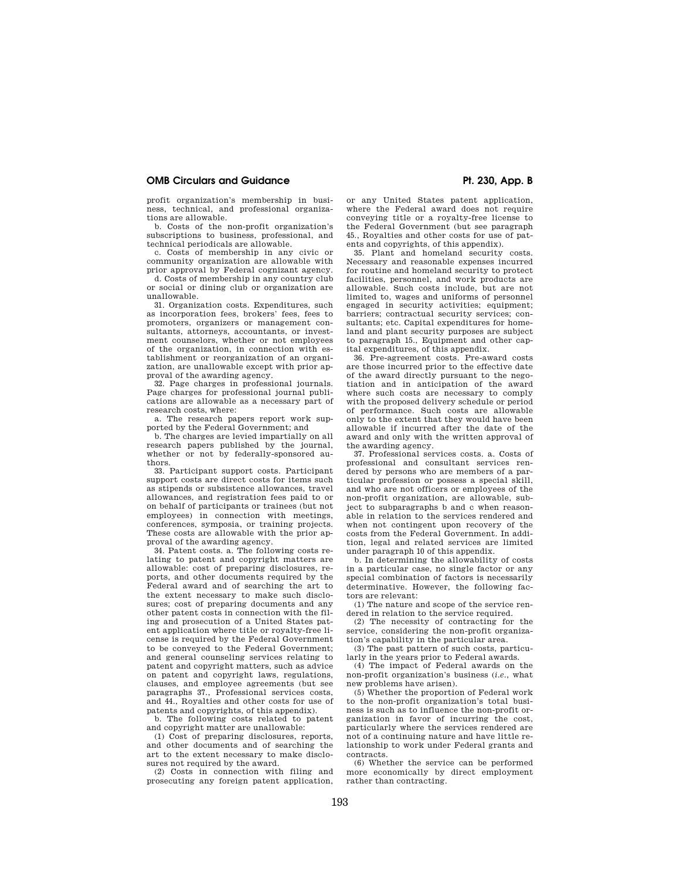profit organization's membership in business, technical, and professional organizations are allowable.

b. Costs of the non-profit organization's subscriptions to business, professional, and technical periodicals are allowable.

c. Costs of membership in any civic or community organization are allowable with prior approval by Federal cognizant agency.

d. Costs of membership in any country club or social or dining club or organization are unallowable.

31. Organization costs. Expenditures, such as incorporation fees, brokers' fees, fees to promoters, organizers or management consultants, attorneys, accountants, or investment counselors, whether or not employees of the organization, in connection with establishment or reorganization of an organization, are unallowable except with prior approval of the awarding agency.

32. Page charges in professional journals. Page charges for professional journal publications are allowable as a necessary part of research costs, where:

a. The research papers report work supported by the Federal Government; and

b. The charges are levied impartially on all research papers published by the journal, whether or not by federally-sponsored authors.

33. Participant support costs. Participant support costs are direct costs for items such as stipends or subsistence allowances, travel allowances, and registration fees paid to or on behalf of participants or trainees (but not employees) in connection with meetings, conferences, symposia, or training projects. These costs are allowable with the prior approval of the awarding agency.

34. Patent costs. a. The following costs relating to patent and copyright matters are allowable: cost of preparing disclosures, reports, and other documents required by the Federal award and of searching the art to the extent necessary to make such disclosures; cost of preparing documents and any other patent costs in connection with the filing and prosecution of a United States patent application where title or royalty-free license is required by the Federal Government to be conveyed to the Federal Government; and general counseling services relating to patent and copyright matters, such as advice on patent and copyright laws, regulations, clauses, and employee agreements (but see paragraphs 37., Professional services costs, and 44., Royalties and other costs for use of patents and copyrights, of this appendix).

b. The following costs related to patent and copyright matter are unallowable:

(1) Cost of preparing disclosures, reports, and other documents and of searching the art to the extent necessary to make disclosures not required by the award.

(2) Costs in connection with filing and prosecuting any foreign patent application, or any United States patent application, where the Federal award does not require conveying title or a royalty-free license to the Federal Government (but see paragraph 45., Royalties and other costs for use of patents and copyrights, of this appendix).

35. Plant and homeland security costs. Necessary and reasonable expenses incurred for routine and homeland security to protect facilities, personnel, and work products are allowable. Such costs include, but are not limited to, wages and uniforms of personnel engaged in security activities; equipment; barriers; contractual security services; consultants; etc. Capital expenditures for homeland and plant security purposes are subject to paragraph 15., Equipment and other capital expenditures, of this appendix.

36. Pre-agreement costs. Pre-award costs are those incurred prior to the effective date of the award directly pursuant to the negotiation and in anticipation of the award where such costs are necessary to comply with the proposed delivery schedule or period of performance. Such costs are allowable only to the extent that they would have been allowable if incurred after the date of the award and only with the written approval of the awarding agency.

37. Professional services costs. a. Costs of professional and consultant services rendered by persons who are members of a particular profession or possess a special skill, and who are not officers or employees of the non-profit organization, are allowable, subject to subparagraphs b and c when reasonable in relation to the services rendered and when not contingent upon recovery of the costs from the Federal Government. In addition, legal and related services are limited under paragraph 10 of this appendix.

b. In determining the allowability of costs in a particular case, no single factor or any special combination of factors is necessarily determinative. However, the following factors are relevant:

(1) The nature and scope of the service rendered in relation to the service required.

(2) The necessity of contracting for the service, considering the non-profit organization's capability in the particular area.

(3) The past pattern of such costs, particularly in the years prior to Federal awards.

(4) The impact of Federal awards on the non-profit organization's business (*i.e.*, what new problems have arisen).

(5) Whether the proportion of Federal work to the non-profit organization's total business is such as to influence the non-profit organization in favor of incurring the cost, particularly where the services rendered are not of a continuing nature and have little relationship to work under Federal grants and contracts.

(6) Whether the service can be performed more economically by direct employment rather than contracting.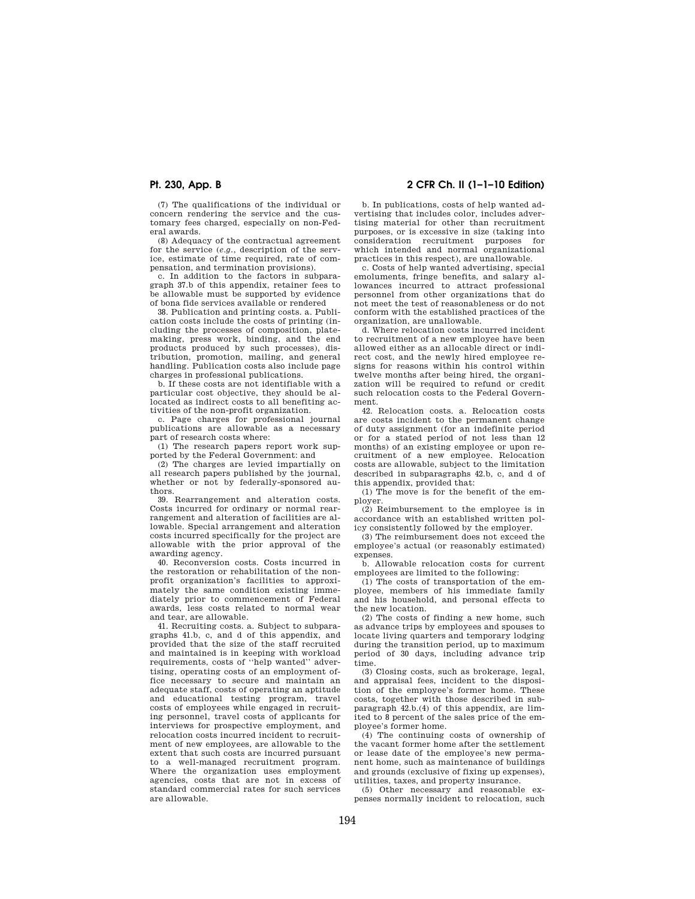(7) The qualifications of the individual or concern rendering the service and the customary fees charged, especially on non-Federal awards.

(8) Adequacy of the contractual agreement for the service (*e.g.*, description of the service, estimate of time required, rate of compensation, and termination provisions).

c. In addition to the factors in subparagraph 37.b of this appendix, retainer fees to be allowable must be supported by evidence of bona fide services available or rendered

38. Publication and printing costs. a. Publication costs include the costs of printing (including the processes of composition, platemaking, press work, binding, and the end products produced by such processes), distribution, promotion, mailing, and general handling. Publication costs also include page charges in professional publications.

b. If these costs are not identifiable with a particular cost objective, they should be allocated as indirect costs to all benefiting activities of the non-profit organization.

c. Page charges for professional journal publications are allowable as a necessary part of research costs where:

(1) The research papers report work supported by the Federal Government: and

(2) The charges are levied impartially on all research papers published by the journal, whether or not by federally-sponsored authors.

39. Rearrangement and alteration costs. Costs incurred for ordinary or normal rearrangement and alteration of facilities are allowable. Special arrangement and alteration costs incurred specifically for the project are allowable with the prior approval of the awarding agency.

40. Reconversion costs. Costs incurred in the restoration or rehabilitation of the non-profit organization's facilities to approximately the same condition existing immediately prior to commencement of Federal awards, less costs related to normal wear and tear, are allowable.

41. Recruiting costs. a. Subject to subparagraphs 41.b, c, and d of this appendix, and provided that the size of the staff recruited and maintained is in keeping with workload requirements, costs of "help wanted" advertising, operating costs of an employment office necessary to secure and maintain an adequate staff, costs of operating an aptitude and educational testing program, travel costs of employees while engaged in recruiting personnel, travel costs of applicants for interviews for prospective employment, and relocation costs incurred incident to recruitment of new employees, are allowable to the extent that such costs are incurred pursuant to a well-managed recruitment program. Where the organization uses employment agencies, costs that are not in excess of standard commercial rates for such services are allowable.

b. In publications, costs of help wanted advertising that includes color, includes advertising material for other than recruitment purposes, or is excessive in size (taking into consideration recruitment purposes for which intended and normal organizational practices in this respect), are unallowable.

c. Costs of help wanted advertising, special emoluments, fringe benefits, and salary allowances incurred to attract professional personnel from other organizations that do not meet the test of reasonableness or do not conform with the established practices of the organization, are unallowable.

d. Where relocation costs incurred incident to recruitment of a new employee have been allowed either as an allocable direct or indirect cost, and the newly hired employee resigns for reasons within his control within twelve months after being hired, the organization will be required to refund or credit such relocation costs to the Federal Government.

42. Relocation costs. a. Relocation costs are costs incident to the permanent change of duty assignment (for an indefinite period or for a stated period of not less than 12 months) of an existing employee or upon recruitment of a new employee. Relocation costs are allowable, subject to the limitation described in subparagraphs 42.b, c, and d of this appendix, provided that:

(1) The move is for the benefit of the employer.

(2) Reimbursement to the employee is in accordance with an established written policy consistently followed by the employer.

(3) The reimbursement does not exceed the employee's actual (or reasonably estimated) expenses.

b. Allowable relocation costs for current employees are limited to the following:

(1) The costs of transportation of the employee, members of his immediate family and his household, and personal effects to the new location.

(2) The costs of finding a new home, such as advance trips by employees and spouses to locate living quarters and temporary lodging during the transition period, up to maximum period of 30 days, including advance trip time.

(3) Closing costs, such as brokerage, legal, and appraisal fees, incident to the disposition of the employee's former home. These costs, together with those described in subparagraph 42.b.(4) of this appendix, are limited to 8 percent of the sales price of the employee's former home.

(4) The continuing costs of ownership of the vacant former home after the settlement or lease date of the employee's new permanent home, such as maintenance of buildings and grounds (exclusive of fixing up expenses), utilities, taxes, and property insurance.

(5) Other necessary and reasonable expenses normally incident to relocation, such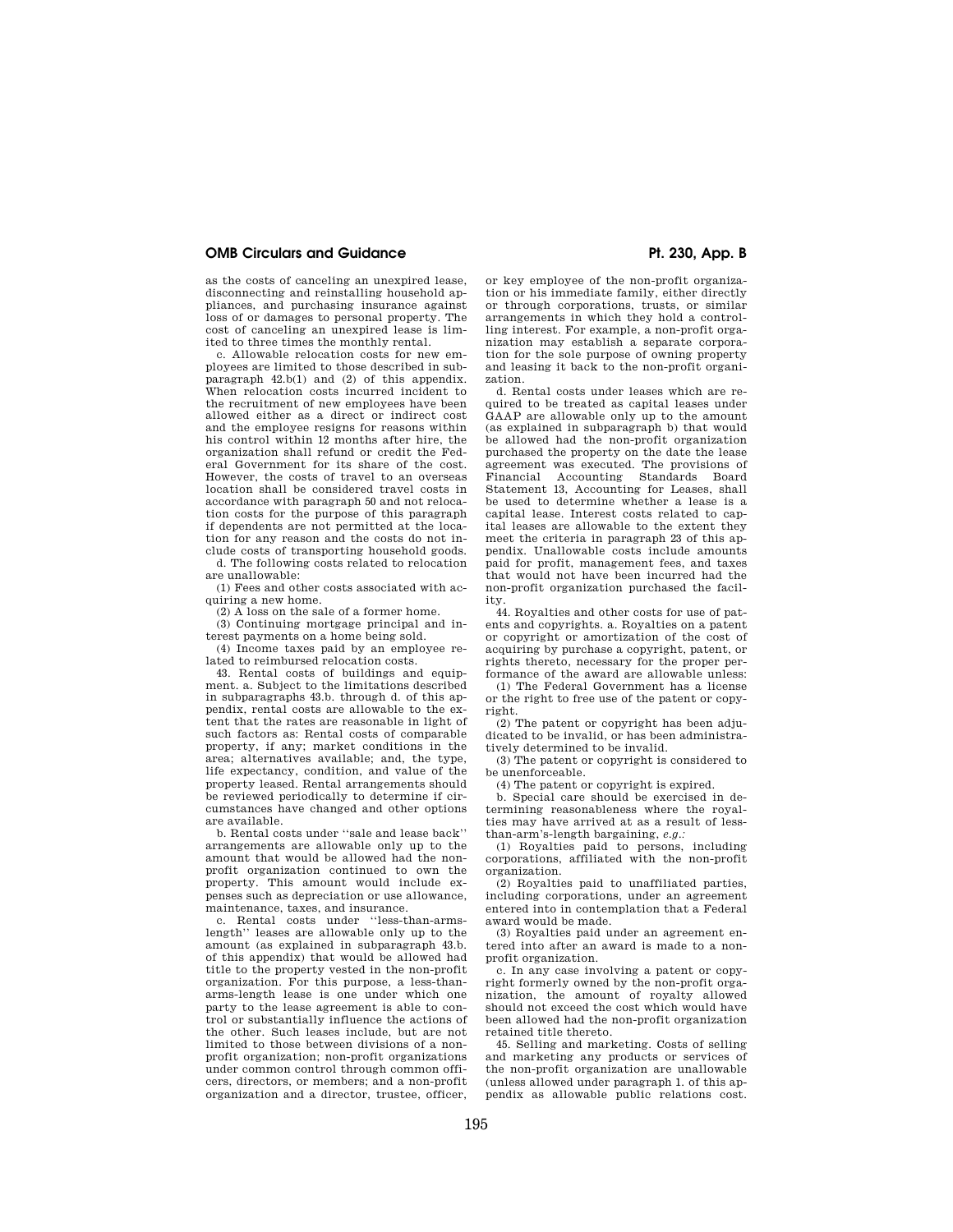as the costs of canceling an unexpired lease, disconnecting and reinstalling household appliances, and purchasing insurance against loss of or damages to personal property. The cost of canceling an unexpired lease is limited to three times the monthly rental.

c. Allowable relocation costs for new employees are limited to those described in subparagraph 42.b(1) and (2) of this appendix. When relocation costs incurred incident to the recruitment of new employees have been allowed either as a direct or indirect cost and the employee resigns for reasons within his control within 12 months after hire, the organization shall refund or credit the Federal Government for its share of the cost. However, the costs of travel to an overseas location shall be considered travel costs in accordance with paragraph 50 and not relocation costs for the purpose of this paragraph if dependents are not permitted at the location for any reason and the costs do not include costs of transporting household goods.

d. The following costs related to relocation are unallowable:

(1) Fees and other costs associated with acquiring a new home.

(2) A loss on the sale of a former home.

(3) Continuing mortgage principal and interest payments on a home being sold.

(4) Income taxes paid by an employee related to reimbursed relocation costs.

43. Rental costs of buildings and equipment. a. Subject to the limitations described in subparagraphs 43.b. through d. of this appendix, rental costs are allowable to the extent that the rates are reasonable in light of such factors as: Rental costs of comparable property, if any; market conditions in the area; alternatives available; and, the type, life expectancy, condition, and value of the property leased. Rental arrangements should be reviewed periodically to determine if circumstances have changed and other options are available.

b. Rental costs under "sale and lease back" arrangements are allowable only up to the amount that would be allowed had the non-profit organization continued to own the property. This amount would include expenses such as depreciation or use allowance, maintenance, taxes, and insurance.

c. Rental costs under "less-than-arms-length" leases are allowable only up to the amount (as explained in subparagraph 43.b. of this appendix) that would be allowed had title to the property vested in the non-profit organization. For this purpose, a less-than-arms-length lease is one under which one party to the lease agreement is able to control or substantially influence the actions of the other. Such leases include, but are not limited to those between divisions of a non-profit organization; non-profit organizations under common control through common officers, directors, or members; and a non-profit organization and a director, trustee, officer, or key employee of the non-profit organization or his immediate family, either directly or through corporations, trusts, or similar arrangements in which they hold a controlling interest. For example, a non-profit organization may establish a separate corporation for the sole purpose of owning property and leasing it back to the non-profit organization.

d. Rental costs under leases which are required to be treated as capital leases under GAAP are allowable only up to the amount (as explained in subparagraph b) that would be allowed had the non-profit organization purchased the property on the date the lease agreement was executed. The provisions of Financial Accounting Standards Board Statement 13, Accounting for Leases, shall be used to determine whether a lease is a capital lease. Interest costs related to capital leases are allowable to the extent they meet the criteria in paragraph 23 of this appendix. Unallowable costs include amounts paid for profit, management fees, and taxes that would not have been incurred had the non-profit organization purchased the facility.

44. Royalties and other costs for use of patents and copyrights. a. Royalties on a patent or copyright or amortization of the cost of acquiring by purchase a copyright, patent, or rights thereto, necessary for the proper performance of the award are allowable unless:

(1) The Federal Government has a license or the right to free use of the patent or copyright.

(2) The patent or copyright has been adjudicated to be invalid, or has been administratively determined to be invalid.

(3) The patent or copyright is considered to be unenforceable.

(4) The patent or copyright is expired.

b. Special care should be exercised in determining reasonableness where the royalties may have arrived at as a result of less-than-arm's-length bargaining, *e.g.*:

(1) Royalties paid to persons, including corporations, affiliated with the non-profit organization.

(2) Royalties paid to unaffiliated parties, including corporations, under an agreement entered into in contemplation that a Federal award would be made.

(3) Royalties paid under an agreement entered into after an award is made to a non-profit organization.

c. In any case involving a patent or copyright formerly owned by the non-profit organization, the amount of royalty allowed should not exceed the cost which would have been allowed had the non-profit organization retained title thereto.

45. Selling and marketing. Costs of selling and marketing any products or services of the non-profit organization are unallowable (unless allowed under paragraph 1. of this appendix as allowable public relations cost.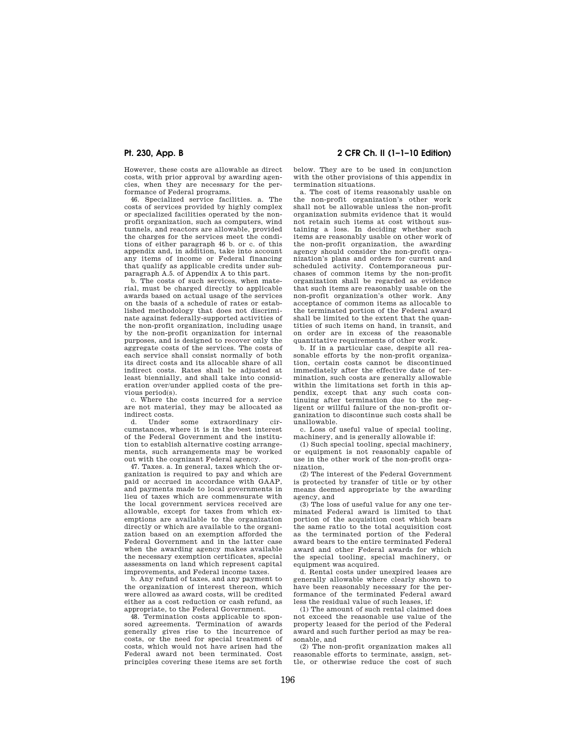However, these costs are allowable as direct costs, with prior approval by awarding agencies, when they are necessary for the performance of Federal programs.

46. Specialized service facilities. a. The costs of services provided by highly complex or specialized facilities operated by the non-profit organization, such as computers, wind tunnels, and reactors are allowable, provided the charges for the services meet the conditions of either paragraph 46 b. or c. of this appendix and, in addition, take into account any items of income or Federal financing that qualify as applicable credits under subparagraph A.5. of Appendix A to this part.

b. The costs of such services, when material, must be charged directly to applicable awards based on actual usage of the services on the basis of a schedule of rates or established methodology that does not discriminate against federally-supported activities of the non-profit organization, including usage by the non-profit organization for internal purposes, and is designed to recover only the aggregate costs of the services. The costs of each service shall consist normally of both its direct costs and its allocable share of all indirect costs. Rates shall be adjusted at least biennially, and shall take into consideration over/under applied costs of the previous period(s).

c. Where the costs incurred for a service are not material, they may be allocated as indirect costs.

d. Under some extraordinary circumstances, where it is in the best interest of the Federal Government and the institution to establish alternative costing arrangements, such arrangements may be worked out with the cognizant Federal agency.

47. Taxes. a. In general, taxes which the organization is required to pay and which are paid or accrued in accordance with GAAP, and payments made to local governments in lieu of taxes which are commensurate with the local government services received are allowable, except for taxes from which exemptions are available to the organization directly or which are available to the organization based on an exemption afforded the Federal Government and in the latter case when the awarding agency makes available the necessary exemption certificates, special assessments on land which represent capital improvements, and Federal income taxes.

b. Any refund of taxes, and any payment to the organization of interest thereon, which were allowed as award costs, will be credited either as a cost reduction or cash refund, as appropriate, to the Federal Government.

48. Termination costs applicable to sponsored agreements. Termination of awards generally gives rise to the incurrence of costs, or the need for special treatment of costs, which would not have arisen had the Federal award not been terminated. Cost principles covering these items are set forth below. They are to be used in conjunction with the other provisions of this appendix in termination situations.

a. The cost of items reasonably usable on the non-profit organization's other work shall not be allowable unless the non-profit organization submits evidence that it would not retain such items at cost without sustaining a loss. In deciding whether such items are reasonably usable on other work of the non-profit organization, the awarding agency should consider the non-profit organization's plans and orders for current and scheduled activity. Contemporaneous purchases of common items by the non-profit organization shall be regarded as evidence that such items are reasonably usable on the non-profit organization's other work. Any acceptance of common items as allocable to the terminated portion of the Federal award shall be limited to the extent that the quantities of such items on hand, in transit, and on order are in excess of the reasonable quantitative requirements of other work.

b. If in a particular case, despite all reasonable efforts by the non-profit organization, certain costs cannot be discontinued immediately after the effective date of termination, such costs are generally allowable within the limitations set forth in this appendix, except that any such costs continuing after termination due to the negligent or willful failure of the non-profit organization to discontinue such costs shall be unallowable.

c. Loss of useful value of special tooling, machinery, and is generally allowable if:

(1) Such special tooling, special machinery, or equipment is not reasonably capable of use in the other work of the non-profit organization,

(2) The interest of the Federal Government is protected by transfer of title or by other means deemed appropriate by the awarding agency, and

(3) The loss of useful value for any one terminated Federal award is limited to that portion of the acquisition cost which bears the same ratio to the total acquisition cost as the terminated portion of the Federal award bears to the entire terminated Federal award and other Federal awards for which the special tooling, special machinery, or equipment was acquired.

d. Rental costs under unexpired leases are generally allowable where clearly shown to have been reasonably necessary for the performance of the terminated Federal award less the residual value of such leases, if:

(1) The amount of such rental claimed does not exceed the reasonable use value of the property leased for the period of the Federal award and such further period as may be reasonable, and

(2) The non-profit organization makes all reasonable efforts to terminate, assign, settle, or otherwise reduce the cost of such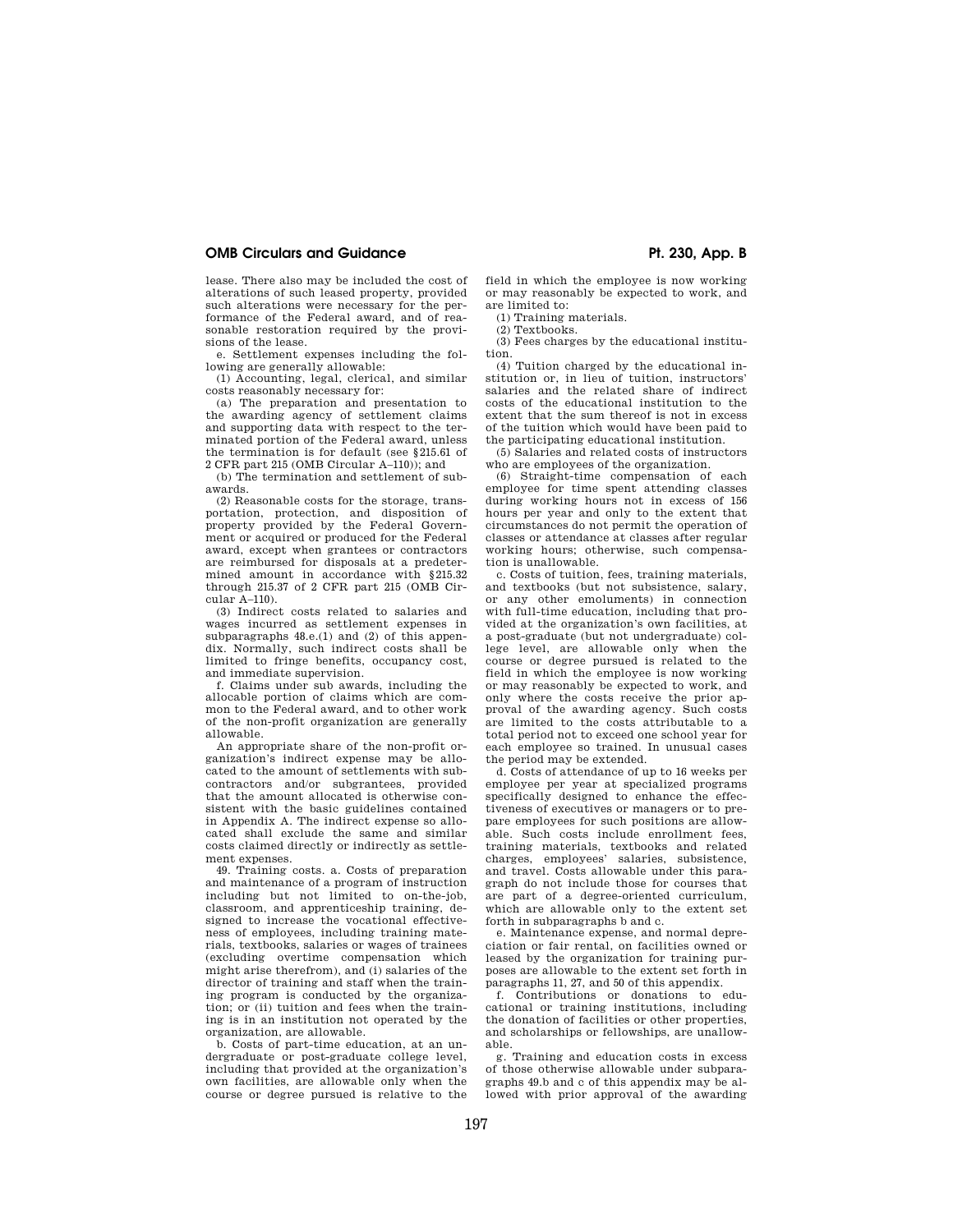lease. There also may be included the cost of alterations of such leased property, provided such alterations were necessary for the performance of the Federal award, and of reasonable restoration required by the provisions of the lease.

e. Settlement expenses including the following are generally allowable:

(1) Accounting, legal, clerical, and similar costs reasonably necessary for:

(a) The preparation and presentation to the awarding agency of settlement claims and supporting data with respect to the terminated portion of the Federal award, unless the termination is for default (see §215.61 of 2 CFR part 215 (OMB Circular A–110)); and

(b) The termination and settlement of subawards.

(2) Reasonable costs for the storage, transportation, protection, and disposition of property provided by the Federal Government or acquired or produced for the Federal award, except when grantees or contractors are reimbursed for disposals at a predetermined amount in accordance with §215.32 through 215.37 of 2 CFR part 215 (OMB Circular A–110).

(3) Indirect costs related to salaries and wages incurred as settlement expenses in subparagraphs 48.e.(1) and (2) of this appendix. Normally, such indirect costs shall be limited to fringe benefits, occupancy cost, and immediate supervision.

f. Claims under sub awards, including the allocable portion of claims which are common to the Federal award, and to other work of the non-profit organization are generally allowable.

An appropriate share of the non-profit organization's indirect expense may be allocated to the amount of settlements with subcontractors and/or subgrantees, provided that the amount allocated is otherwise consistent with the basic guidelines contained in Appendix A. The indirect expense so allocated shall exclude the same and similar costs claimed directly or indirectly as settlement expenses.

49. Training costs. a. Costs of preparation and maintenance of a program of instruction including but not limited to on-the-job, classroom, and apprenticeship training, designed to increase the vocational effectiveness of employees, including training materials, textbooks, salaries or wages of trainees (excluding overtime compensation which might arise therefrom), and (i) salaries of the director of training and staff when the training program is conducted by the organization; or (ii) tuition and fees when the training is in an institution not operated by the organization, are allowable.

b. Costs of part-time education, at an undergraduate or post-graduate college level, including that provided at the organization's own facilities, are allowable only when the course or degree pursued is relative to the field in which the employee is now working or may reasonably be expected to work, and are limited to:

(1) Training materials.

(2) Textbooks.

(3) Fees charges by the educational institution.

(4) Tuition charged by the educational institution or, in lieu of tuition, instructors' salaries and the related share of indirect costs of the educational institution to the extent that the sum thereof is not in excess of the tuition which would have been paid to the participating educational institution.

(5) Salaries and related costs of instructors who are employees of the organization.

(6) Straight-time compensation of each employee for time spent attending classes during working hours not in excess of 156 hours per year and only to the extent that circumstances do not permit the operation of classes or attendance at classes after regular working hours; otherwise, such compensation is unallowable.

c. Costs of tuition, fees, training materials, and textbooks (but not subsistence, salary, or any other emoluments) in connection with full-time education, including that provided at the organization's own facilities, at a post-graduate (but not undergraduate) college level, are allowable only when the course or degree pursued is related to the field in which the employee is now working or may reasonably be expected to work, and only where the costs receive the prior approval of the awarding agency. Such costs are limited to the costs attributable to a total period not to exceed one school year for each employee so trained. In unusual cases the period may be extended.

d. Costs of attendance of up to 16 weeks per employee per year at specialized programs specifically designed to enhance the effectiveness of executives or managers or to prepare employees for such positions are allowable. Such costs include enrollment fees, training materials, textbooks and related charges, employees' salaries, subsistence, and travel. Costs allowable under this paragraph do not include those for courses that are part of a degree-oriented curriculum, which are allowable only to the extent set forth in subparagraphs b and c.

e. Maintenance expense, and normal depreciation or fair rental, on facilities owned or leased by the organization for training purposes are allowable to the extent set forth in paragraphs 11, 27, and 50 of this appendix.

f. Contributions or donations to educational or training institutions, including the donation of facilities or other properties, and scholarships or fellowships, are unallowable.

g. Training and education costs in excess of those otherwise allowable under subparagraphs 49.b and c of this appendix may be allowed with prior approval of the awarding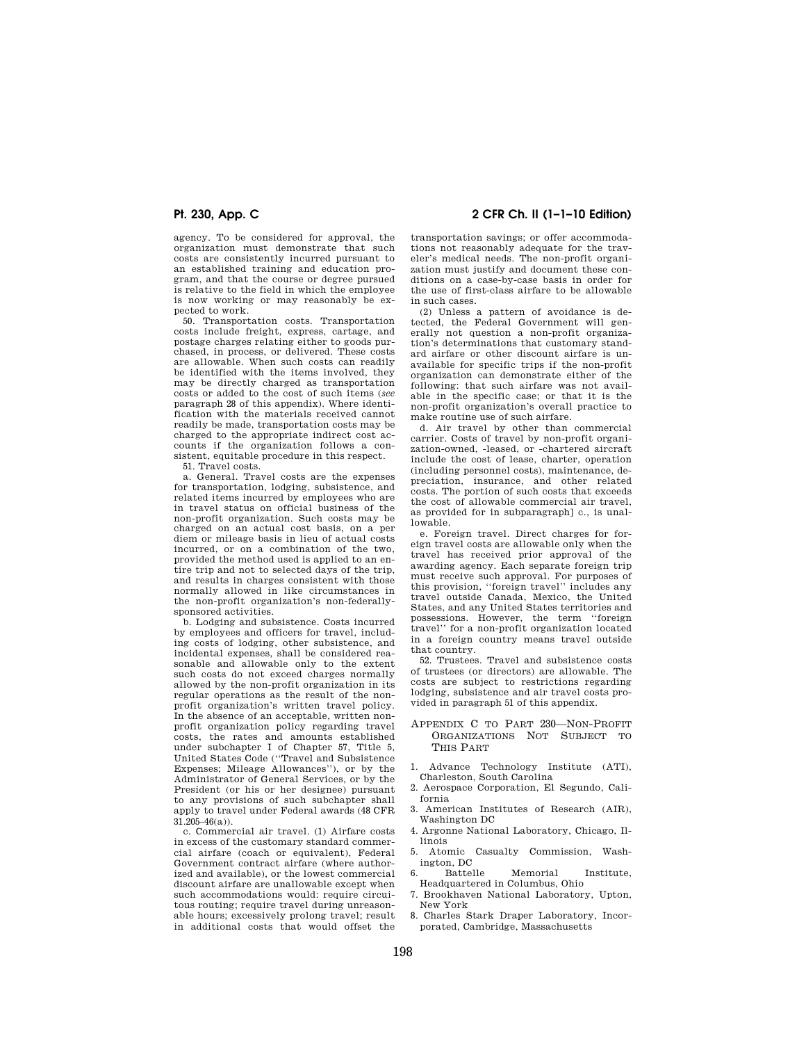agency. To be considered for approval, the organization must demonstrate that such costs are consistently incurred pursuant to an established training and education program, and that the course or degree pursued is relative to the field in which the employee is now working or may reasonably be expected to work.

50. Transportation costs. Transportation costs include freight, express, cartage, and postage charges relating either to goods purchased, in process, or delivered. These costs are allowable. When such costs can readily be identified with the items involved, they may be directly charged as transportation costs or added to the cost of such items (*see* paragraph 28 of this appendix). Where identification with the materials received cannot readily be made, transportation costs may be charged to the appropriate indirect cost accounts if the organization follows a consistent, equitable procedure in this respect.

51. Travel costs.

a. General. Travel costs are the expenses for transportation, lodging, subsistence, and related items incurred by employees who are in travel status on official business of the non-profit organization. Such costs may be charged on an actual cost basis, on a per diem or mileage basis in lieu of actual costs incurred, or on a combination of the two, provided the method used is applied to an entire trip and not to selected days of the trip, and results in charges consistent with those normally allowed in like circumstances in the non-profit organization's non-federally-sponsored activities.

b. Lodging and subsistence. Costs incurred by employees and officers for travel, including costs of lodging, other subsistence, and incidental expenses, shall be considered reasonable and allowable only to the extent such costs do not exceed charges normally allowed by the non-profit organization in its regular operations as the result of the non-profit organization's written travel policy. In the absence of an acceptable, written non-profit organization policy regarding travel costs, the rates and amounts established under subchapter I of Chapter 57, Title 5, United States Code (''Travel and Subsistence Expenses; Mileage Allowances''), or by the Administrator of General Services, or by the President (or his or her designee) pursuant to any provisions of such subchapter shall apply to travel under Federal awards (48 CFR 31.205–46(a)).

c. Commercial air travel. (1) Airfare costs in excess of the customary standard commercial airfare (coach or equivalent), Federal Government contract airfare (where authorized and available), or the lowest commercial discount airfare are unallowable except when such accommodations would: require circuitous routing; require travel during unreasonable hours; excessively prolong travel; result in additional costs that would offset the transportation savings; or offer accommodations not reasonably adequate for the traveler's medical needs. The non-profit organization must justify and document these conditions on a case-by-case basis in order for the use of first-class airfare to be allowable in such cases.

(2) Unless a pattern of avoidance is detected, the Federal Government will generally not question a non-profit organization's determinations that customary standard airfare or other discount airfare is unavailable for specific trips if the non-profit organization can demonstrate either of the following: that such airfare was not available in the specific case; or that it is the non-profit organization's overall practice to make routine use of such airfare.

d. Air travel by other than commercial carrier. Costs of travel by non-profit organization-owned, -leased, or -chartered aircraft include the cost of lease, charter, operation (including personnel costs), maintenance, depreciation, insurance, and other related costs. The portion of such costs that exceeds the cost of allowable commercial air travel, as provided for in subparagraph] c., is unallowable.

e. Foreign travel. Direct charges for foreign travel costs are allowable only when the travel has received prior approval of the awarding agency. Each separate foreign trip must receive such approval. For purposes of this provision, ''foreign travel'' includes any travel outside Canada, Mexico, the United States, and any United States territories and possessions. However, the term ''foreign travel'' for a non-profit organization located in a foreign country means travel outside that country.

52. Trustees. Travel and subsistence costs of trustees (or directors) are allowable. The costs are subject to restrictions regarding lodging, subsistence and air travel costs provided in paragraph 51 of this appendix.

## APPENDIX C TO PART 230—NON-PROFIT ORGANIZATIONS NOT SUBJECT TO THIS PART

1. Advance Technology Institute (ATI), Charleston, South Carolina
2. Aerospace Corporation, El Segundo, California
3. American Institutes of Research (AIR), Washington DC
4. Argonne National Laboratory, Chicago, Illinois
5. Atomic Casualty Commission, Washington, DC
6. Battelle Memorial Institute, Headquartered in Columbus, Ohio
7. Brookhaven National Laboratory, Upton, New York
8. Charles Stark Draper Laboratory, Incorporated, Cambridge, Massachusetts